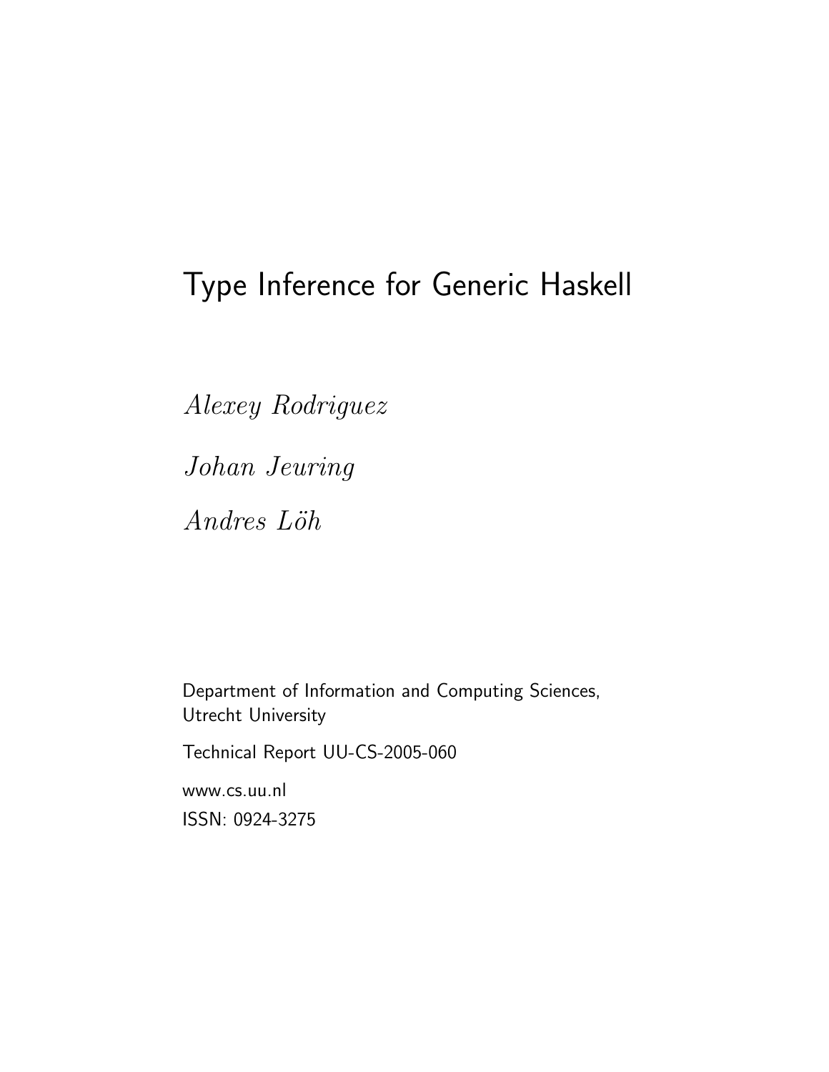# Type Inference for Generic Haskell

*Alexey Rodriguez*

*Johan Jeuring*

*Andres Löh*

Department of Information and Computing Sciences,
Utrecht University

Technical Report UU-CS-2005-060

www.cs.uu.nl

ISSN: 0924-3275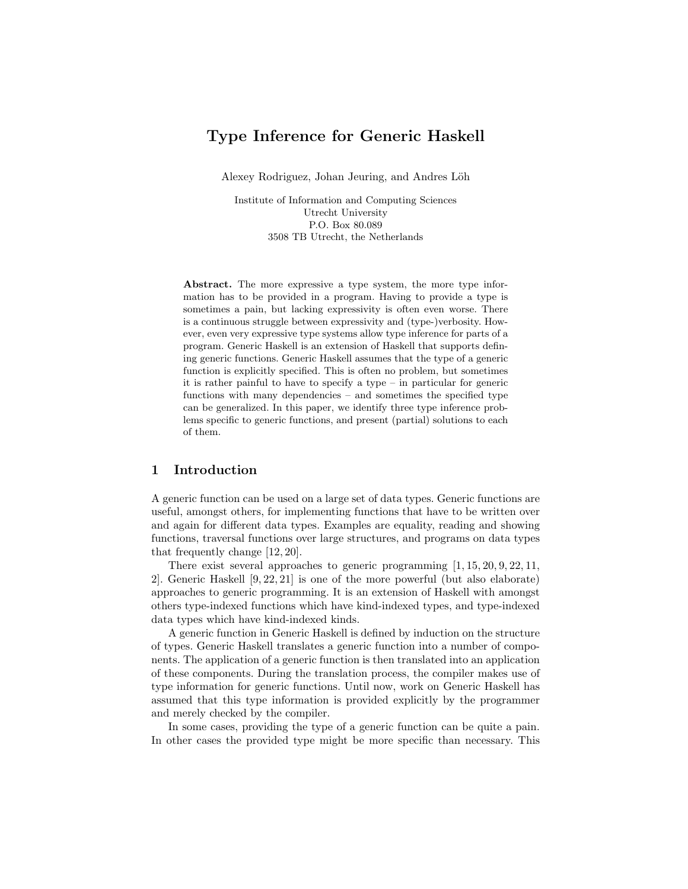# Type Inference for Generic Haskell

Alexey Rodriguez, Johan Jeuring, and Andres Löh

Institute of Information and Computing Sciences
Utrecht University
P.O. Box 80.089
3508 TB Utrecht, the Netherlands

**Abstract.** The more expressive a type system, the more type information has to be provided in a program. Having to provide a type is sometimes a pain, but lacking expressivity is often even worse. There is a continuous struggle between expressivity and (type-)verbosity. However, even very expressive type systems allow type inference for parts of a program. Generic Haskell is an extension of Haskell that supports defining generic functions. Generic Haskell assumes that the type of a generic function is explicitly specified. This is often no problem, but sometimes it is rather painful to have to specify a type – in particular for generic functions with many dependencies – and sometimes the specified type can be generalized. In this paper, we identify three type inference problems specific to generic functions, and present (partial) solutions to each of them.

## 1 Introduction

A generic function can be used on a large set of data types. Generic functions are useful, amongst others, for implementing functions that have to be written over and again for different data types. Examples are equality, reading and showing functions, traversal functions over large structures, and programs on data types that frequently change [12, 20].

There exist several approaches to generic programming [1, 15, 20, 9, 22, 11, 2]. Generic Haskell [9, 22, 21] is one of the more powerful (but also elaborate) approaches to generic programming. It is an extension of Haskell with amongst others type-indexed functions which have kind-indexed types, and type-indexed data types which have kind-indexed kinds.

A generic function in Generic Haskell is defined by induction on the structure of types. Generic Haskell translates a generic function into a number of components. The application of a generic function is then translated into an application of these components. During the translation process, the compiler makes use of type information for generic functions. Until now, work on Generic Haskell has assumed that this type information is provided explicitly by the programmer and merely checked by the compiler.

In some cases, providing the type of a generic function can be quite a pain. In other cases the provided type might be more specific than necessary. This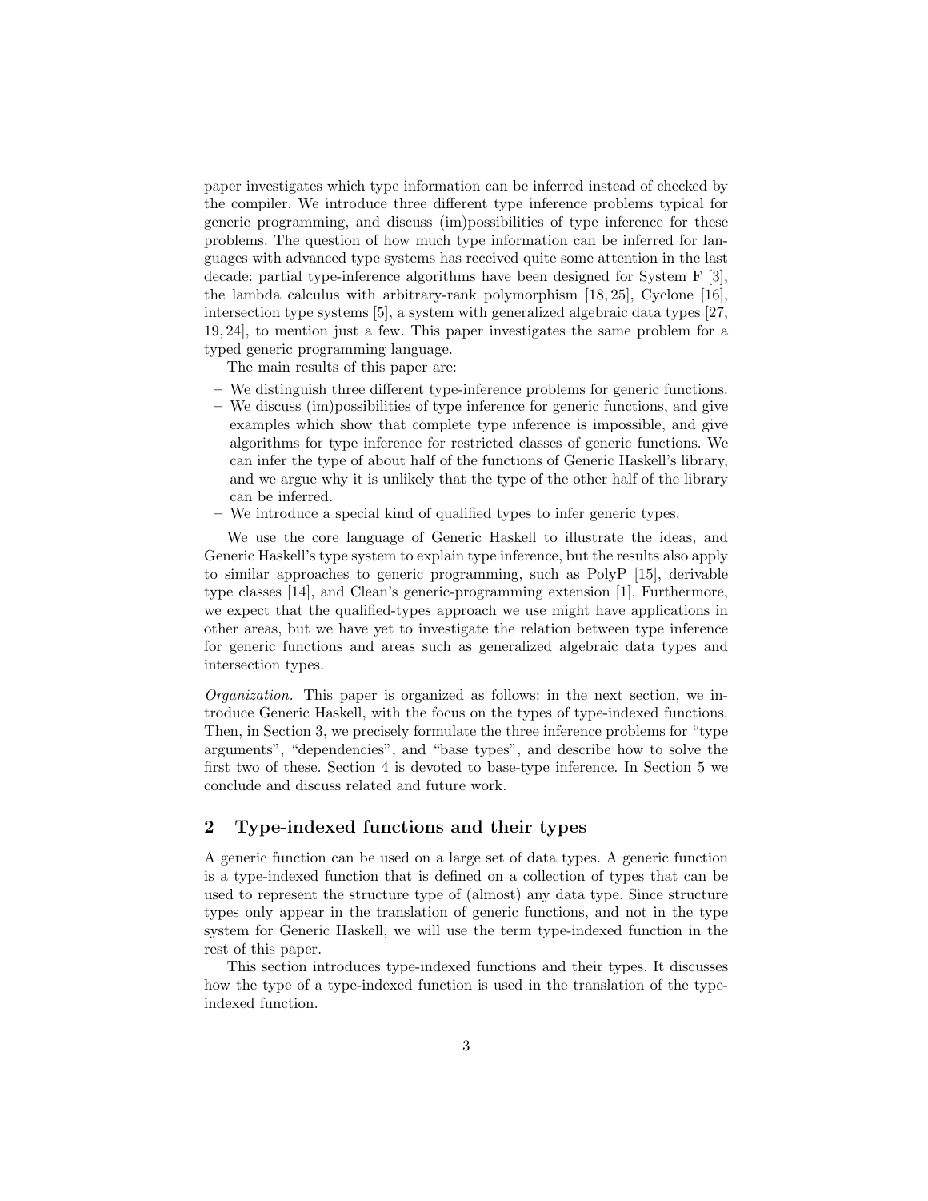paper investigates which type information can be inferred instead of checked by the compiler. We introduce three different type inference problems typical for generic programming, and discuss (im)possibilities of type inference for these problems. The question of how much type information can be inferred for languages with advanced type systems has received quite some attention in the last decade: partial type-inference algorithms have been designed for System F [3], the lambda calculus with arbitrary-rank polymorphism [18, 25], Cyclone [16], intersection type systems [5], a system with generalized algebraic data types [27, 19, 24], to mention just a few. This paper investigates the same problem for a typed generic programming language.

The main results of this paper are:

- We distinguish three different type-inference problems for generic functions.
- We discuss (im)possibilities of type inference for generic functions, and give examples which show that complete type inference is impossible, and give algorithms for type inference for restricted classes of generic functions. We can infer the type of about half of the functions of Generic Haskell's library, and we argue why it is unlikely that the type of the other half of the library can be inferred.
- We introduce a special kind of qualified types to infer generic types.

We use the core language of Generic Haskell to illustrate the ideas, and Generic Haskell's type system to explain type inference, but the results also apply to similar approaches to generic programming, such as PolyP [15], derivable type classes [14], and Clean's generic-programming extension [1]. Furthermore, we expect that the qualified-types approach we use might have applications in other areas, but we have yet to investigate the relation between type inference for generic functions and areas such as generalized algebraic data types and intersection types.

*Organization.* This paper is organized as follows: in the next section, we introduce Generic Haskell, with the focus on the types of type-indexed functions. Then, in Section 3, we precisely formulate the three inference problems for "type arguments", "dependencies", and "base types", and describe how to solve the first two of these. Section 4 is devoted to base-type inference. In Section 5 we conclude and discuss related and future work.

## 2 Type-indexed functions and their types

A generic function can be used on a large set of data types. A generic function is a type-indexed function that is defined on a collection of types that can be used to represent the structure type of (almost) any data type. Since structure types only appear in the translation of generic functions, and not in the type system for Generic Haskell, we will use the term type-indexed function in the rest of this paper.

This section introduces type-indexed functions and their types. It discusses how the type of a type-indexed function is used in the translation of the type-indexed function.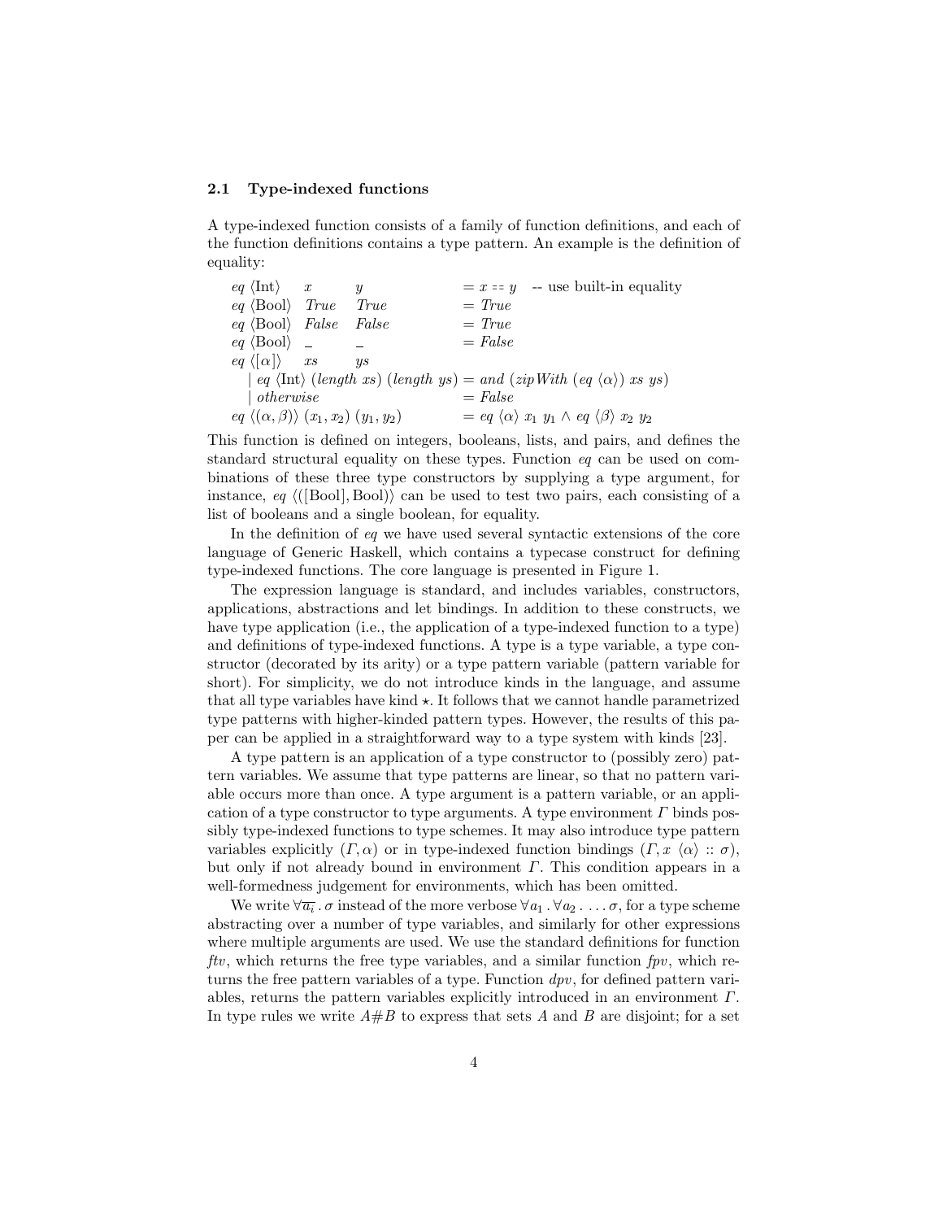### 2.1 Type-indexed functions

A type-indexed function consists of a family of function definitions, and each of the function definitions contains a type pattern. An example is the definition of equality:

```
eq ⟨Int⟩    x      y                          = x == y   -- use built-in equality
eq ⟨Bool⟩   True   True                       = True
eq ⟨Bool⟩   False  False                      = True
eq ⟨Bool⟩   _      _                          = False
eq ⟨[α]⟩    xs     ys
   | eq ⟨Int⟩ (length xs) (length ys) = and (zipWith (eq ⟨α⟩) xs ys)
   | otherwise                        = False
eq ⟨(α, β)⟩ (x1, x2) (y1, y2)                 = eq ⟨α⟩ x1 y1 ∧ eq ⟨β⟩ x2 y2
```

This function is defined on integers, booleans, lists, and pairs, and defines the standard structural equality on these types. Function *eq* can be used on combinations of these three type constructors by supplying a type argument, for instance, *eq* $\langle([\mathrm{Bool}], \mathrm{Bool})\rangle$ can be used to test two pairs, each consisting of a list of booleans and a single boolean, for equality.

In the definition of *eq* we have used several syntactic extensions of the core language of Generic Haskell, which contains a typecase construct for defining type-indexed functions. The core language is presented in Figure 1.

The expression language is standard, and includes variables, constructors, applications, abstractions and let bindings. In addition to these constructs, we have type application (i.e., the application of a type-indexed function to a type) and definitions of type-indexed functions. A type is a type variable, a type constructor (decorated by its arity) or a type pattern variable (pattern variable for short). For simplicity, we do not introduce kinds in the language, and assume that all type variables have kind $\star$. It follows that we cannot handle parametrized type patterns with higher-kinded pattern types. However, the results of this paper can be applied in a straightforward way to a type system with kinds [23].

A type pattern is an application of a type constructor to (possibly zero) pattern variables. We assume that type patterns are linear, so that no pattern variable occurs more than once. A type argument is a pattern variable, or an application of a type constructor to type arguments. A type environment $\Gamma$ binds possibly type-indexed functions to type schemes. It may also introduce type pattern variables explicitly $(\Gamma, \alpha)$ or in type-indexed function bindings $(\Gamma, x\ \langle\alpha\rangle :: \sigma)$, but only if not already bound in environment $\Gamma$. This condition appears in a well-formedness judgement for environments, which has been omitted.

We write $\forall\overline{a_i}\,.\,\sigma$ instead of the more verbose $\forall a_1\,.\,\forall a_2\,.\,\ldots\,\sigma$, for a type scheme abstracting over a number of type variables, and similarly for other expressions where multiple arguments are used. We use the standard definitions for function *ftv*, which returns the free type variables, and a similar function *fpv*, which returns the free pattern variables of a type. Function *dpv*, for defined pattern variables, returns the pattern variables explicitly introduced in an environment $\Gamma$. In type rules we write $A \# B$ to express that sets $A$ and $B$ are disjoint; for a set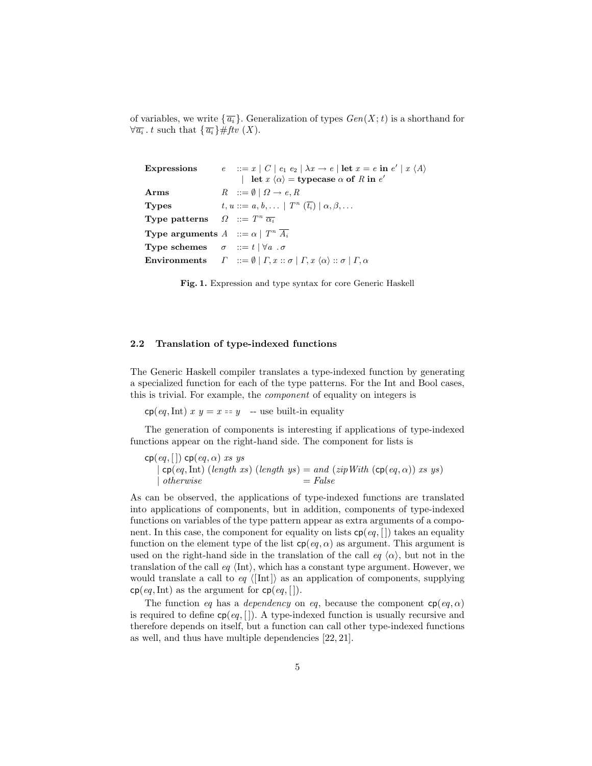of variables, we write $\{\overline{a_i}\}$. Generalization of types $Gen(X; t)$ is a shorthand for $\forall \overline{a_i} \,.\, t$ such that $\{\overline{a_i}\} \# ftv\ (X)$.

$$
\begin{array}{lll}
\textbf{Expressions} & e & ::= x \mid C \mid e_1\ e_2 \mid \lambda x \rightarrow e \mid \textbf{let}\ x = e\ \textbf{in}\ e' \mid x\ \langle A \rangle \\
 & & \mid\ \ \textbf{let}\ x\ \langle \alpha \rangle = \textbf{typecase}\ \alpha\ \textbf{of}\ R\ \textbf{in}\ e' \\
\textbf{Arms} & R & ::= \emptyset \mid \Omega \rightarrow e, R \\
\textbf{Types} & t, u & ::= a, b, \ldots \mid T^n\ (\overline{t_i}) \mid \alpha, \beta, \ldots \\
\textbf{Type patterns} & \Omega & ::= T^n\ \overline{\alpha_i} \\
\textbf{Type arguments} & A & ::= \alpha \mid T^n\ \overline{A_i} \\
\textbf{Type schemes} & \sigma & ::= t \mid \forall a\ .\sigma \\
\textbf{Environments} & \Gamma & ::= \emptyset \mid \Gamma, x :: \sigma \mid \Gamma, x\ \langle \alpha \rangle :: \sigma \mid \Gamma, \alpha
\end{array}
$$

**Fig. 1.** Expression and type syntax for core Generic Haskell

### 2.2 Translation of type-indexed functions

The Generic Haskell compiler translates a type-indexed function by generating a specialized function for each of the type patterns. For the Int and Bool cases, this is trivial. For example, the *component* of equality on integers is

$$\mathsf{cp}(eq, \mathrm{Int})\ x\ y = x == y \quad \text{-- use built-in equality}$$

The generation of components is interesting if applications of type-indexed functions appear on the right-hand side. The component for lists is

$$
\begin{array}{ll}
\multicolumn{2}{l}{\mathsf{cp}(eq, [\,])\ \mathsf{cp}(eq, \alpha)\ xs\ ys} \\
\quad \mid \mathsf{cp}(eq, \mathrm{Int})\ (length\ xs)\ (length\ ys) & = and\ (zipWith\ (\mathsf{cp}(eq, \alpha))\ xs\ ys) \\
\quad \mid otherwise & = False
\end{array}
$$

As can be observed, the applications of type-indexed functions are translated into applications of components, but in addition, components of type-indexed functions on variables of the type pattern appear as extra arguments of a component. In this case, the component for equality on lists $\mathsf{cp}(eq, [\,])$ takes an equality function on the element type of the list $\mathsf{cp}(eq, \alpha)$ as argument. This argument is used on the right-hand side in the translation of the call $eq\ \langle \alpha \rangle$, but not in the translation of the call $eq\ \langle \mathrm{Int} \rangle$, which has a constant type argument. However, we would translate a call to $eq\ \langle [\mathrm{Int}] \rangle$ as an application of components, supplying $\mathsf{cp}(eq, \mathrm{Int})$ as the argument for $\mathsf{cp}(eq, [\,])$.

The function $eq$ has a *dependency* on $eq$, because the component $\mathsf{cp}(eq, \alpha)$ is required to define $\mathsf{cp}(eq, [\,])$. A type-indexed function is usually recursive and therefore depends on itself, but a function can call other type-indexed functions as well, and thus have multiple dependencies [22, 21].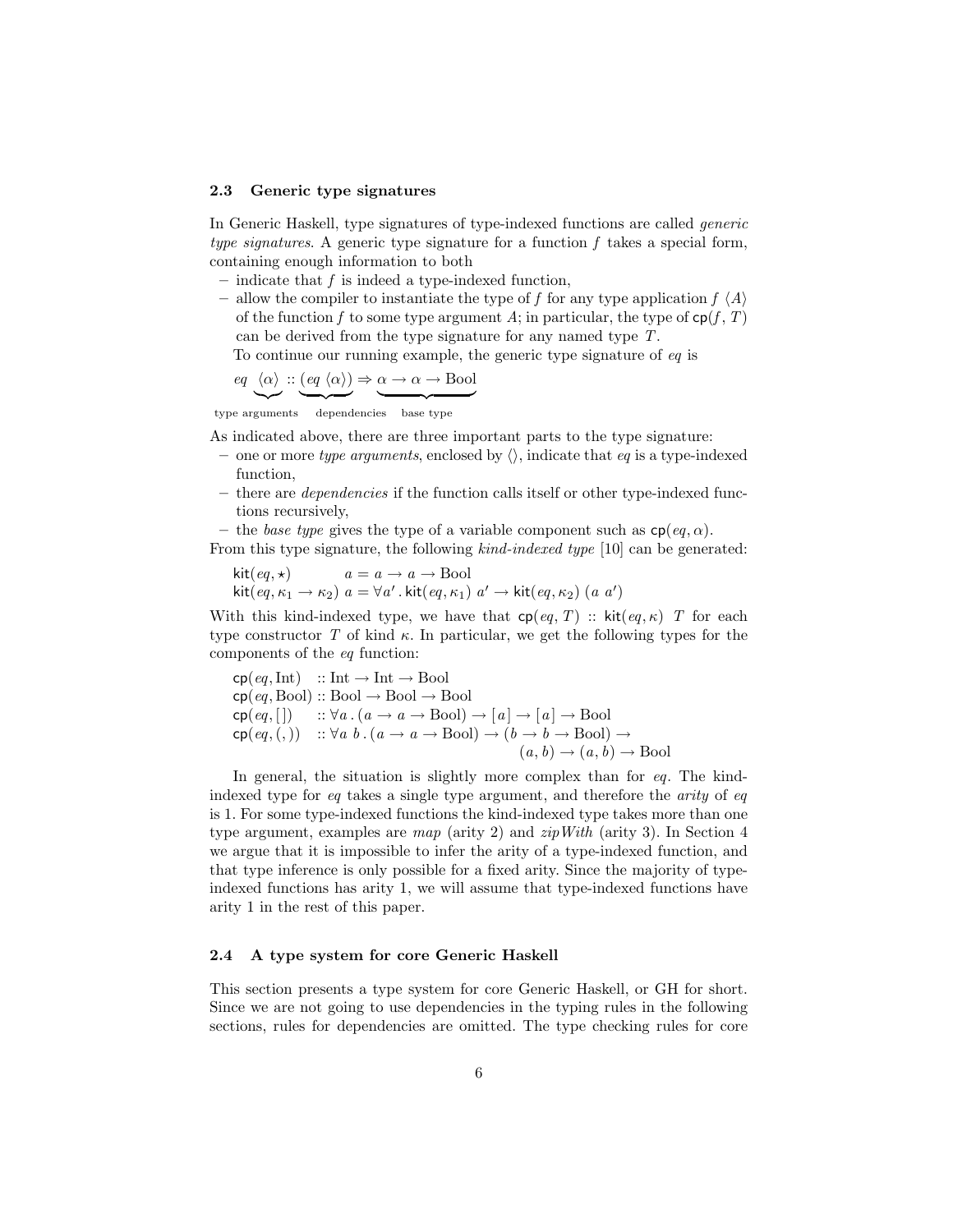### 2.3 Generic type signatures

In Generic Haskell, type signatures of type-indexed functions are called *generic type signatures*. A generic type signature for a function $f$ takes a special form, containing enough information to both

- indicate that $f$ is indeed a type-indexed function,
- allow the compiler to instantiate the type of $f$ for any type application $f\ \langle A \rangle$ of the function $f$ to some type argument $A$; in particular, the type of $\mathsf{cp}(f, T)$ can be derived from the type signature for any named type $T$.

  To continue our running example, the generic type signature of $eq$ is

$$eq\ \underbrace{\langle\alpha\rangle}_{\text{type arguments}} :: \underbrace{(eq\ \langle\alpha\rangle)}_{\text{dependencies}} \Rightarrow \underbrace{\alpha \to \alpha \to \text{Bool}}_{\text{base type}}$$

As indicated above, there are three important parts to the type signature:

- one or more *type arguments*, enclosed by $\langle\rangle$, indicate that $eq$ is a type-indexed function,
- there are *dependencies* if the function calls itself or other type-indexed functions recursively,
- the *base type* gives the type of a variable component such as $\mathsf{cp}(eq, \alpha)$.

From this type signature, the following *kind-indexed type* [10] can be generated:

$$\begin{array}{ll}\mathsf{kit}(eq, \star) & a = a \to a \to \text{Bool} \\ \mathsf{kit}(eq, \kappa_1 \to \kappa_2)\ a = \forall a' \,.\, \mathsf{kit}(eq, \kappa_1)\ a' \to \mathsf{kit}(eq, \kappa_2)\ (a\ a') & \end{array}$$

With this kind-indexed type, we have that $\mathsf{cp}(eq, T) :: \mathsf{kit}(eq, \kappa)\ T$ for each type constructor $T$ of kind $\kappa$. In particular, we get the following types for the components of the $eq$ function:

$$\begin{array}{ll}\mathsf{cp}(eq, \text{Int}) & :: \text{Int} \to \text{Int} \to \text{Bool} \\ \mathsf{cp}(eq, \text{Bool}) & :: \text{Bool} \to \text{Bool} \to \text{Bool} \\ \mathsf{cp}(eq, [\,]) & :: \forall a \,.\, (a \to a \to \text{Bool}) \to [\,a\,] \to [\,a\,] \to \text{Bool} \\ \mathsf{cp}(eq, (,)) & :: \forall a\ b \,.\, (a \to a \to \text{Bool}) \to (b \to b \to \text{Bool}) \to \\ & \qquad\qquad\qquad\qquad (a, b) \to (a, b) \to \text{Bool}\end{array}$$

In general, the situation is slightly more complex than for $eq$. The kind-indexed type for $eq$ takes a single type argument, and therefore the *arity* of $eq$ is 1. For some type-indexed functions the kind-indexed type takes more than one type argument, examples are *map* (arity 2) and *zipWith* (arity 3). In Section 4 we argue that it is impossible to infer the arity of a type-indexed function, and that type inference is only possible for a fixed arity. Since the majority of type-indexed functions has arity 1, we will assume that type-indexed functions have arity 1 in the rest of this paper.

### 2.4 A type system for core Generic Haskell

This section presents a type system for core Generic Haskell, or GH for short. Since we are not going to use dependencies in the typing rules in the following sections, rules for dependencies are omitted. The type checking rules for core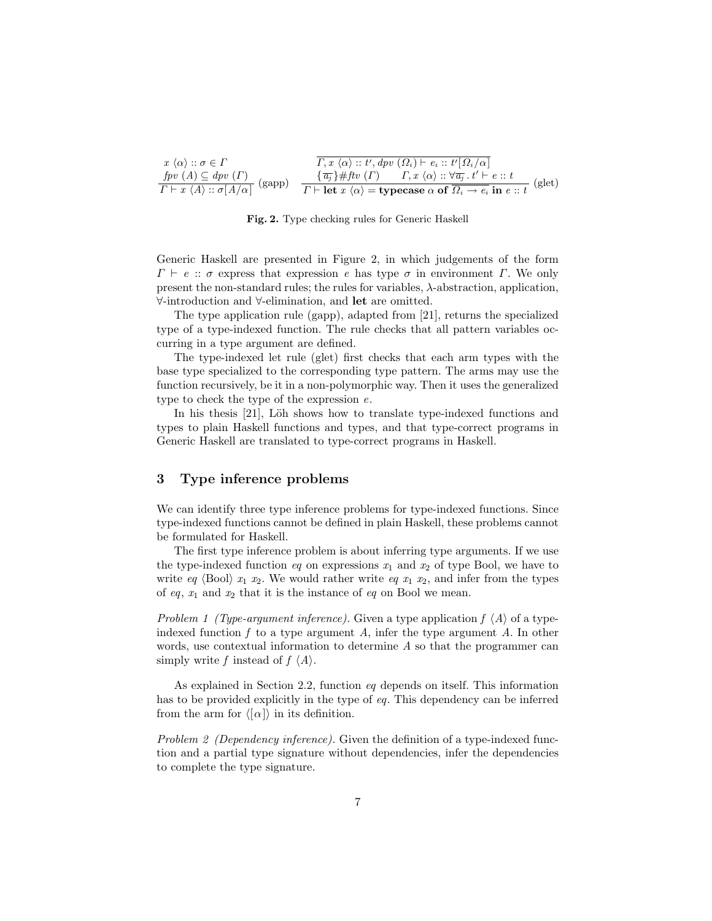$$\frac{\begin{array}{c} x\ \langle\alpha\rangle :: \sigma \in \Gamma \\ \mathit{fpv}\ (A) \subseteq \mathit{dpv}\ (\Gamma) \end{array}}{\Gamma \vdash x\ \langle A\rangle :: \sigma[A/\alpha]}\ \text{(gapp)} \qquad \frac{\begin{array}{c} \overline{\Gamma, x\ \langle\alpha\rangle :: t', \mathit{dpv}\ (\Omega_i) \vdash e_i :: t'[\Omega_i/\alpha]} \\ \{\overline{a_j}\} \# \mathit{ftv}\ (\Gamma) \qquad \Gamma, x\ \langle\alpha\rangle :: \forall\overline{a_j}\,.\, t' \vdash e :: t \end{array}}{\Gamma \vdash \mathbf{let}\ x\ \langle\alpha\rangle = \mathbf{typecase}\ \alpha\ \mathbf{of}\ \overline{\Omega_i \to e_i}\ \mathbf{in}\ e :: t}\ \text{(glet)}$$

**Fig. 2.** Type checking rules for Generic Haskell

Generic Haskell are presented in Figure 2, in which judgements of the form $\Gamma \vdash e :: \sigma$ express that expression $e$ has type $\sigma$ in environment $\Gamma$. We only present the non-standard rules; the rules for variables, $\lambda$-abstraction, application, $\forall$-introduction and $\forall$-elimination, and **let** are omitted.

The type application rule (gapp), adapted from [21], returns the specialized type of a type-indexed function. The rule checks that all pattern variables occurring in a type argument are defined.

The type-indexed let rule (glet) first checks that each arm types with the base type specialized to the corresponding type pattern. The arms may use the function recursively, be it in a non-polymorphic way. Then it uses the generalized type to check the type of the expression $e$.

In his thesis [21], Löh shows how to translate type-indexed functions and types to plain Haskell functions and types, and that type-correct programs in Generic Haskell are translated to type-correct programs in Haskell.

## 3 Type inference problems

We can identify three type inference problems for type-indexed functions. Since type-indexed functions cannot be defined in plain Haskell, these problems cannot be formulated for Haskell.

The first type inference problem is about inferring type arguments. If we use the type-indexed function *eq* on expressions $x_1$ and $x_2$ of type Bool, we have to write *eq* $\langle\text{Bool}\rangle$ $x_1$ $x_2$. We would rather write *eq* $x_1$ $x_2$, and infer from the types of *eq*, $x_1$ and $x_2$ that it is the instance of *eq* on Bool we mean.

*Problem 1 (Type-argument inference).* Given a type application $f\ \langle A\rangle$ of a type-indexed function $f$ to a type argument $A$, infer the type argument $A$. In other words, use contextual information to determine $A$ so that the programmer can simply write $f$ instead of $f\ \langle A\rangle$.

As explained in Section 2.2, function *eq* depends on itself. This information has to be provided explicitly in the type of *eq*. This dependency can be inferred from the arm for $\langle[\alpha]\rangle$ in its definition.

*Problem 2 (Dependency inference).* Given the definition of a type-indexed function and a partial type signature without dependencies, infer the dependencies to complete the type signature.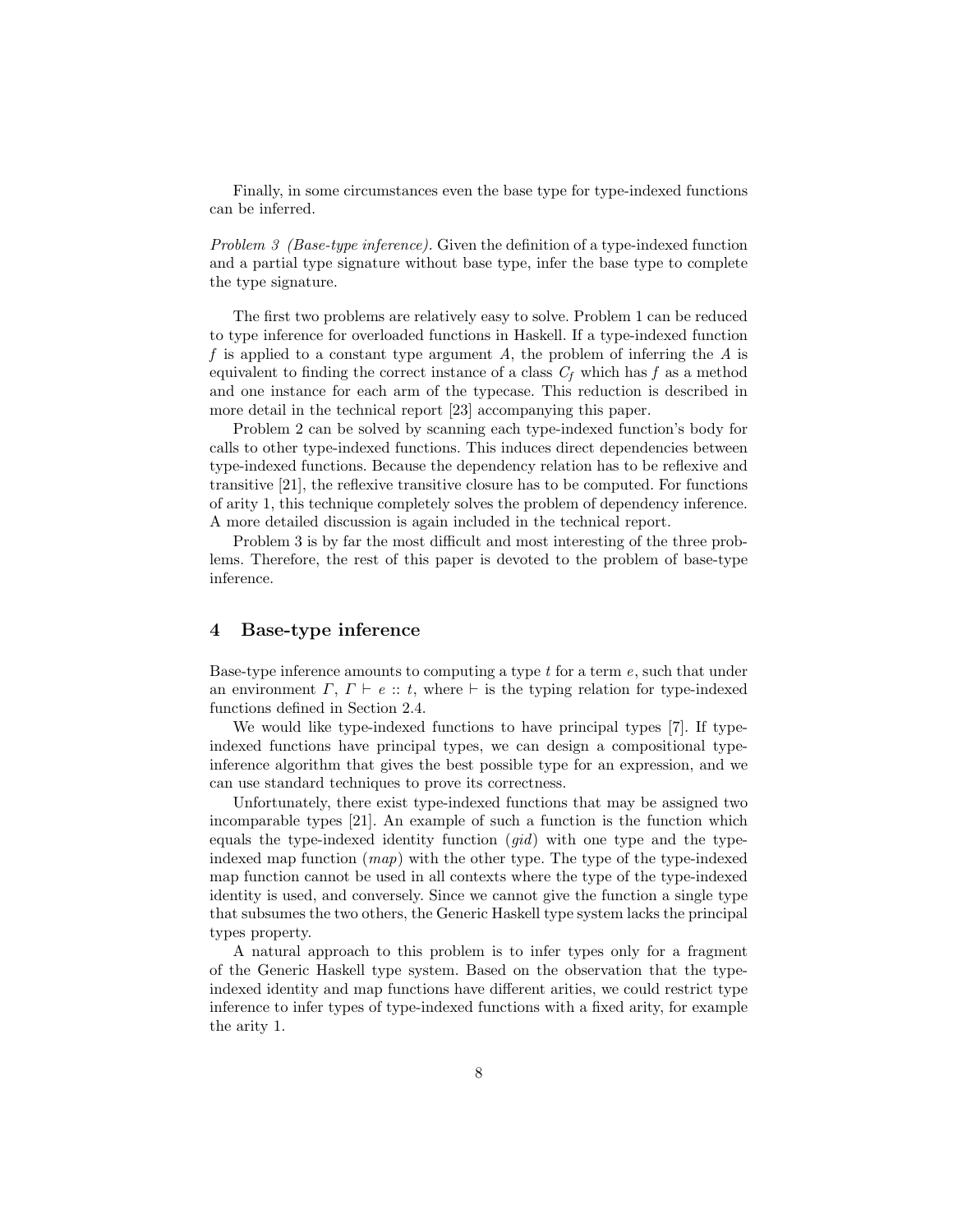Finally, in some circumstances even the base type for type-indexed functions can be inferred.

*Problem 3 (Base-type inference).* Given the definition of a type-indexed function and a partial type signature without base type, infer the base type to complete the type signature.

The first two problems are relatively easy to solve. Problem 1 can be reduced to type inference for overloaded functions in Haskell. If a type-indexed function $f$ is applied to a constant type argument $A$, the problem of inferring the $A$ is equivalent to finding the correct instance of a class $C_f$ which has $f$ as a method and one instance for each arm of the typecase. This reduction is described in more detail in the technical report [23] accompanying this paper.

Problem 2 can be solved by scanning each type-indexed function's body for calls to other type-indexed functions. This induces direct dependencies between type-indexed functions. Because the dependency relation has to be reflexive and transitive [21], the reflexive transitive closure has to be computed. For functions of arity 1, this technique completely solves the problem of dependency inference. A more detailed discussion is again included in the technical report.

Problem 3 is by far the most difficult and most interesting of the three problems. Therefore, the rest of this paper is devoted to the problem of base-type inference.

## 4 Base-type inference

Base-type inference amounts to computing a type $t$ for a term $e$, such that under an environment $\Gamma$, $\Gamma \vdash e :: t$, where $\vdash$ is the typing relation for type-indexed functions defined in Section 2.4.

We would like type-indexed functions to have principal types [7]. If type-indexed functions have principal types, we can design a compositional type-inference algorithm that gives the best possible type for an expression, and we can use standard techniques to prove its correctness.

Unfortunately, there exist type-indexed functions that may be assigned two incomparable types [21]. An example of such a function is the function which equals the type-indexed identity function (*gid*) with one type and the type-indexed map function (*map*) with the other type. The type of the type-indexed map function cannot be used in all contexts where the type of the type-indexed identity is used, and conversely. Since we cannot give the function a single type that subsumes the two others, the Generic Haskell type system lacks the principal types property.

A natural approach to this problem is to infer types only for a fragment of the Generic Haskell type system. Based on the observation that the type-indexed identity and map functions have different arities, we could restrict type inference to infer types of type-indexed functions with a fixed arity, for example the arity 1.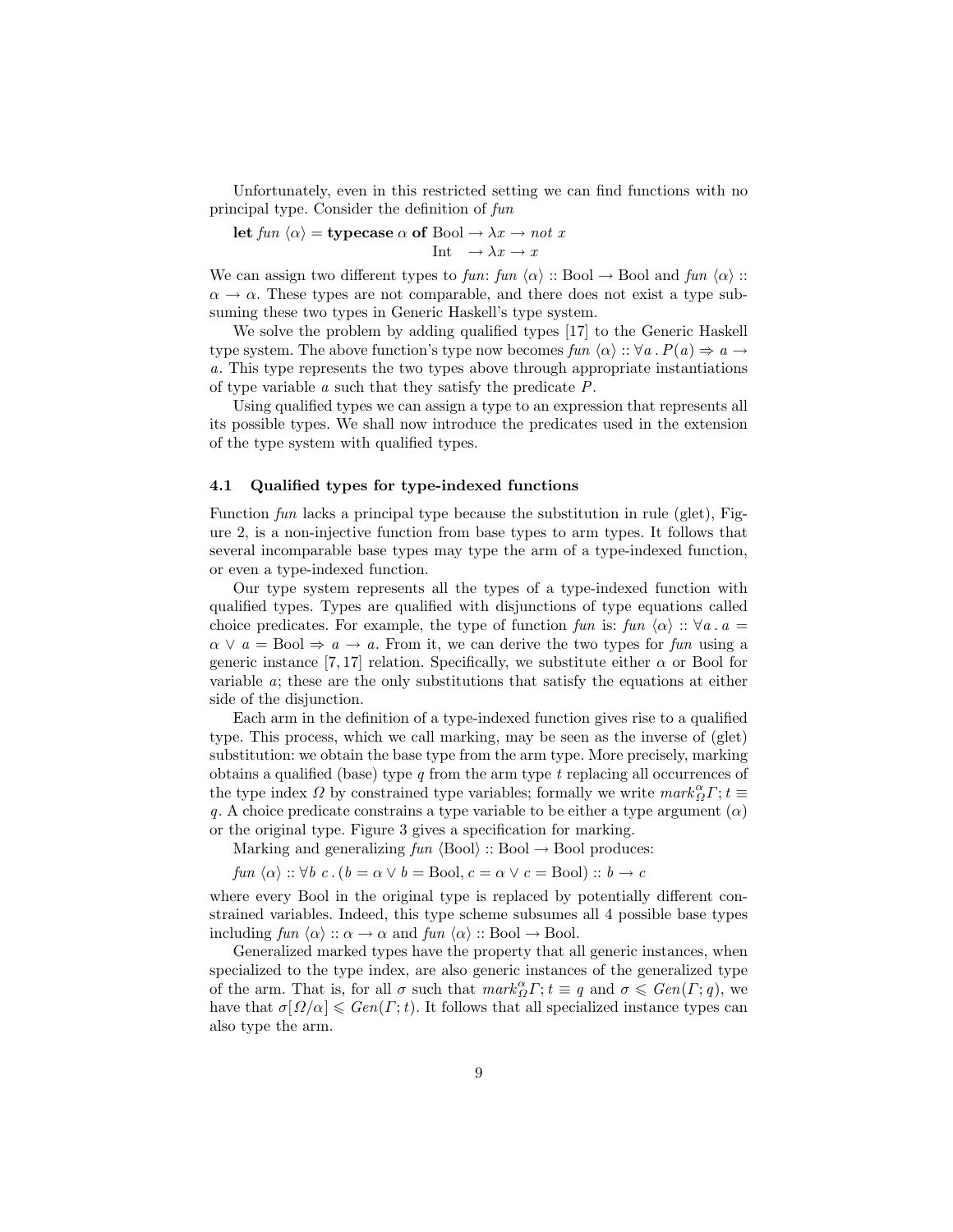Unfortunately, even in this restricted setting we can find functions with no principal type. Consider the definition of *fun*

$$\textbf{let}\ \mathit{fun}\ \langle\alpha\rangle = \textbf{typecase}\ \alpha\ \textbf{of}\ \mathrm{Bool} \rightarrow \lambda x \rightarrow \mathit{not}\ x$$
$$\qquad\qquad\qquad\qquad\qquad\quad\ \mathrm{Int}\ \ \ \rightarrow \lambda x \rightarrow x$$

We can assign two different types to *fun*: $\mathit{fun}\ \langle\alpha\rangle :: \mathrm{Bool} \rightarrow \mathrm{Bool}$ and $\mathit{fun}\ \langle\alpha\rangle :: \alpha \rightarrow \alpha$. These types are not comparable, and there does not exist a type subsuming these two types in Generic Haskell's type system.

We solve the problem by adding qualified types [17] to the Generic Haskell type system. The above function's type now becomes $\mathit{fun}\ \langle\alpha\rangle :: \forall a\,.\, P(a) \Rightarrow a \rightarrow a$. This type represents the two types above through appropriate instantiations of type variable $a$ such that they satisfy the predicate $P$.

Using qualified types we can assign a type to an expression that represents all its possible types. We shall now introduce the predicates used in the extension of the type system with qualified types.

### 4.1 Qualified types for type-indexed functions

Function *fun* lacks a principal type because the substitution in rule (glet), Figure 2, is a non-injective function from base types to arm types. It follows that several incomparable base types may type the arm of a type-indexed function, or even a type-indexed function.

Our type system represents all the types of a type-indexed function with qualified types. Types are qualified with disjunctions of type equations called choice predicates. For example, the type of function *fun* is: $\mathit{fun}\ \langle\alpha\rangle :: \forall a\,.\, a = \alpha \vee a = \mathrm{Bool} \Rightarrow a \rightarrow a$. From it, we can derive the two types for *fun* using a generic instance [7, 17] relation. Specifically, we substitute either $\alpha$ or Bool for variable $a$; these are the only substitutions that satisfy the equations at either side of the disjunction.

Each arm in the definition of a type-indexed function gives rise to a qualified type. This process, which we call marking, may be seen as the inverse of (glet) substitution: we obtain the base type from the arm type. More precisely, marking obtains a qualified (base) type $q$ from the arm type $t$ replacing all occurrences of the type index $\Omega$ by constrained type variables; formally we write $\mathit{mark}^{\alpha}_{\Omega}\Gamma; t \equiv q$. A choice predicate constrains a type variable to be either a type argument ($\alpha$) or the original type. Figure 3 gives a specification for marking.

Marking and generalizing $\mathit{fun}\ \langle\mathrm{Bool}\rangle :: \mathrm{Bool} \rightarrow \mathrm{Bool}$ produces:

$$\mathit{fun}\ \langle\alpha\rangle :: \forall b\ c\,.\,(b = \alpha \vee b = \mathrm{Bool}, c = \alpha \vee c = \mathrm{Bool}) :: b \rightarrow c$$

where every Bool in the original type is replaced by potentially different constrained variables. Indeed, this type scheme subsumes all 4 possible base types including $\mathit{fun}\ \langle\alpha\rangle :: \alpha \rightarrow \alpha$ and $\mathit{fun}\ \langle\alpha\rangle :: \mathrm{Bool} \rightarrow \mathrm{Bool}$.

Generalized marked types have the property that all generic instances, when specialized to the type index, are also generic instances of the generalized type of the arm. That is, for all $\sigma$ such that $\mathit{mark}^{\alpha}_{\Omega}\Gamma; t \equiv q$ and $\sigma \leqslant \mathit{Gen}(\Gamma; q)$, we have that $\sigma[\Omega/\alpha] \leqslant \mathit{Gen}(\Gamma; t)$. It follows that all specialized instance types can also type the arm.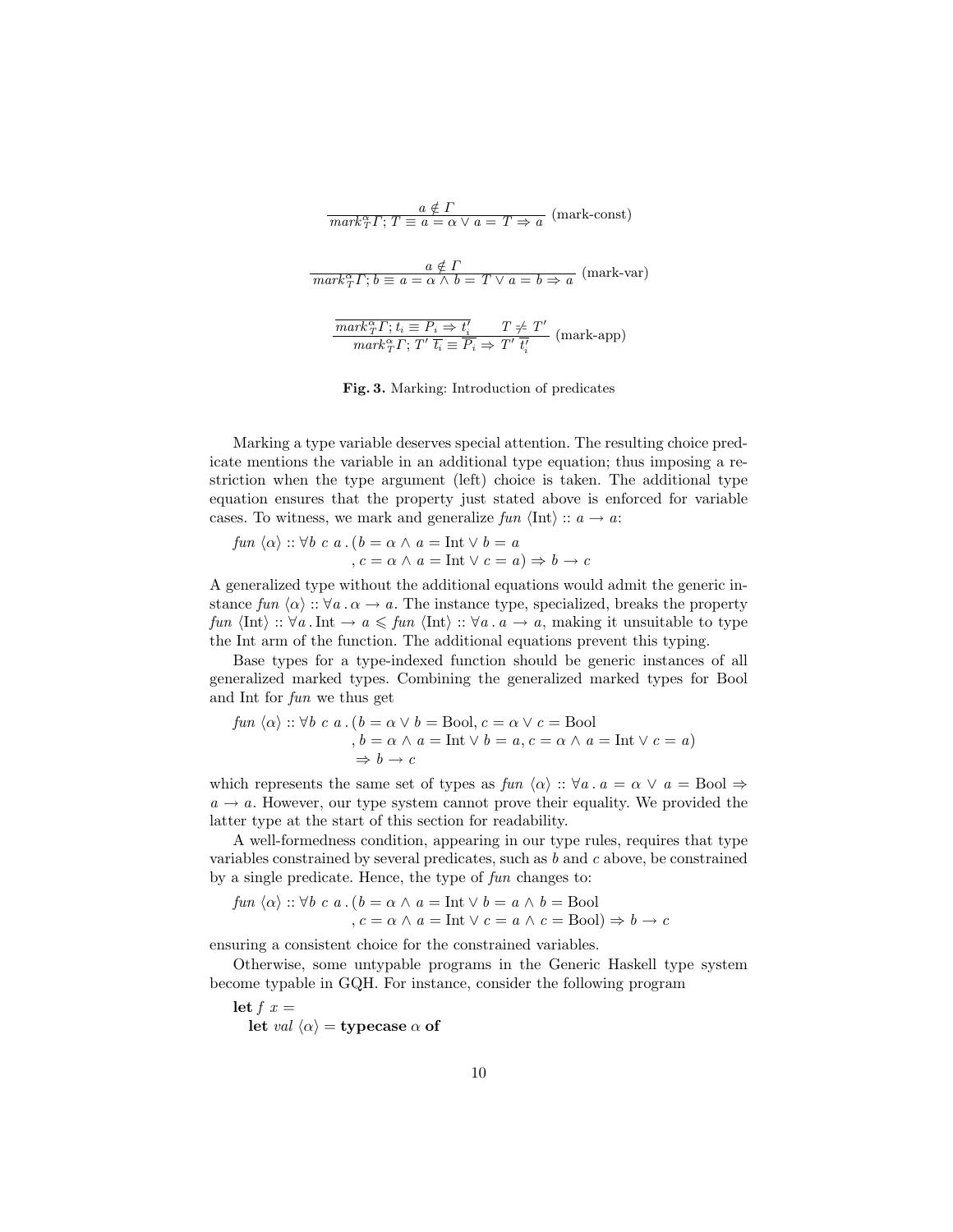$$\frac{a \notin \Gamma}{\mathit{mark}^{\alpha}_{T}\Gamma; T \equiv a = \alpha \vee a = T \Rightarrow a} \text{ (mark-const)}$$

$$\frac{a \notin \Gamma}{\mathit{mark}^{\alpha}_{T}\Gamma; b \equiv a = \alpha \wedge b = T \vee a = b \Rightarrow a} \text{ (mark-var)}$$

$$\frac{\overline{\mathit{mark}^{\alpha}_{T}\Gamma; t_i \equiv P_i \Rightarrow t'_i} \qquad T \neq T'}{\mathit{mark}^{\alpha}_{T}\Gamma; T' \; \overline{t_i} \equiv \overline{P_i} \Rightarrow T' \; \overline{t'_i}} \text{ (mark-app)}$$

**Fig. 3.** Marking: Introduction of predicates

Marking a type variable deserves special attention. The resulting choice predicate mentions the variable in an additional type equation; thus imposing a restriction when the type argument (left) choice is taken. The additional type equation ensures that the property just stated above is enforced for variable cases. To witness, we mark and generalize $\mathit{fun}\ \langle \text{Int} \rangle :: a \to a$:

$$\begin{aligned}\mathit{fun}\ \langle \alpha \rangle :: \forall b\ c\ a\,.\,( & b = \alpha \wedge a = \text{Int} \vee b = a \\ , & c = \alpha \wedge a = \text{Int} \vee c = a) \Rightarrow b \to c\end{aligned}$$

A generalized type without the additional equations would admit the generic instance $\mathit{fun}\ \langle \alpha \rangle :: \forall a\,.\, \alpha \to a$. The instance type, specialized, breaks the property $\mathit{fun}\ \langle \text{Int} \rangle :: \forall a\,.\,\text{Int} \to a \leqslant \mathit{fun}\ \langle \text{Int} \rangle :: \forall a\,.\, a \to a$, making it unsuitable to type the Int arm of the function. The additional equations prevent this typing.

Base types for a type-indexed function should be generic instances of all generalized marked types. Combining the generalized marked types for Bool and Int for *fun* we thus get

$$\begin{aligned}\mathit{fun}\ \langle \alpha \rangle :: \forall b\ c\ a\,.\,( & b = \alpha \vee b = \text{Bool}, c = \alpha \vee c = \text{Bool} \\ , & b = \alpha \wedge a = \text{Int} \vee b = a, c = \alpha \wedge a = \text{Int} \vee c = a) \\ \Rightarrow & \ b \to c\end{aligned}$$

which represents the same set of types as $\mathit{fun}\ \langle \alpha \rangle :: \forall a\,.\, a = \alpha \vee a = \text{Bool} \Rightarrow a \to a$. However, our type system cannot prove their equality. We provided the latter type at the start of this section for readability.

A well-formedness condition, appearing in our type rules, requires that type variables constrained by several predicates, such as $b$ and $c$ above, be constrained by a single predicate. Hence, the type of *fun* changes to:

$$\begin{aligned}\mathit{fun}\ \langle \alpha \rangle :: \forall b\ c\ a\,.\,( & b = \alpha \wedge a = \text{Int} \vee b = a \wedge b = \text{Bool} \\ , & c = \alpha \wedge a = \text{Int} \vee c = a \wedge c = \text{Bool}) \Rightarrow b \to c\end{aligned}$$

ensuring a consistent choice for the constrained variables.

Otherwise, some untypable programs in the Generic Haskell type system become typable in GQH. For instance, consider the following program

```
let f x =
  let val ⟨α⟩ = typecase α of
```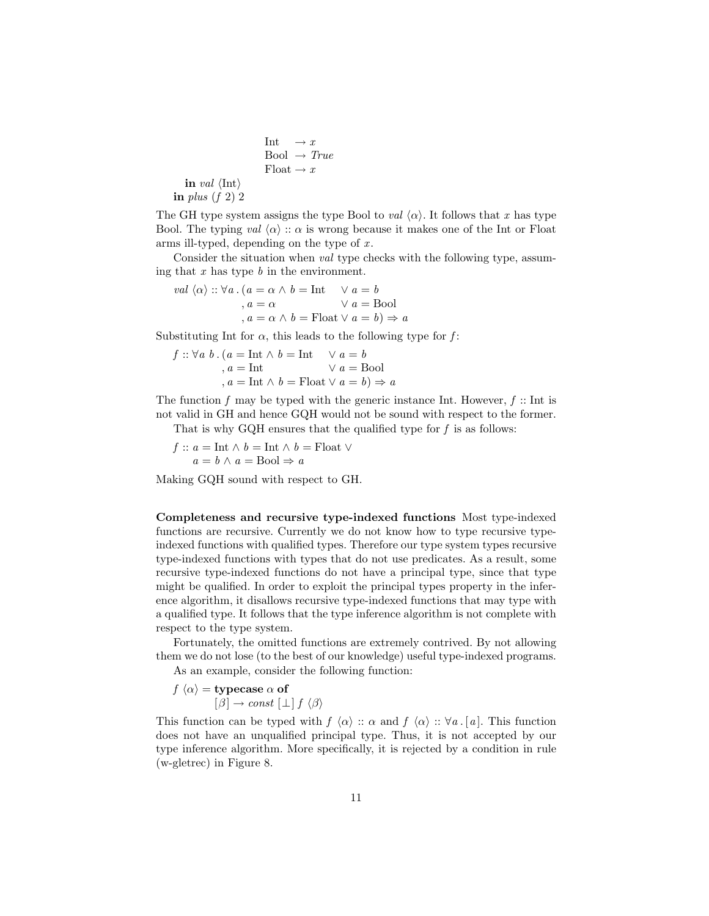```
                    Int   → x
                    Bool  → True
                    Float → x
    in val ⟨Int⟩
  in plus (f 2) 2
```

The GH type system assigns the type Bool to *val* $\langle\alpha\rangle$. It follows that $x$ has type Bool. The typing *val* $\langle\alpha\rangle :: \alpha$ is wrong because it makes one of the Int or Float arms ill-typed, depending on the type of $x$.

Consider the situation when *val* type checks with the following type, assuming that $x$ has type $b$ in the environment.

$$
\begin{aligned}
val\ \langle\alpha\rangle :: \forall a\,.\,(&a = \alpha \wedge b = \text{Int} \quad\ \vee a = b \\
,\ &a = \alpha \qquad\qquad\quad\ \ \vee a = \text{Bool} \\
,\ &a = \alpha \wedge b = \text{Float} \vee a = b) \Rightarrow a
\end{aligned}
$$

Substituting Int for $\alpha$, this leads to the following type for $f$:

$$
\begin{aligned}
f :: \forall a\ b\,.\,(&a = \text{Int} \wedge b = \text{Int} \quad\ \vee a = b \\
,\ &a = \text{Int} \qquad\qquad\quad\ \ \vee a = \text{Bool} \\
,\ &a = \text{Int} \wedge b = \text{Float} \vee a = b) \Rightarrow a
\end{aligned}
$$

The function $f$ may be typed with the generic instance Int. However, $f ::$ Int is not valid in GH and hence GQH would not be sound with respect to the former.

That is why GQH ensures that the qualified type for $f$ is as follows:

$$
\begin{aligned}
f :: \ &a = \text{Int} \wedge b = \text{Int} \wedge b = \text{Float} \vee \\
&a = b \wedge a = \text{Bool} \Rightarrow a
\end{aligned}
$$

Making GQH sound with respect to GH.

**Completeness and recursive type-indexed functions** Most type-indexed functions are recursive. Currently we do not know how to type recursive type-indexed functions with qualified types. Therefore our type system types recursive type-indexed functions with types that do not use predicates. As a result, some recursive type-indexed functions do not have a principal type, since that type might be qualified. In order to exploit the principal types property in the inference algorithm, it disallows recursive type-indexed functions that may type with a qualified type. It follows that the type inference algorithm is not complete with respect to the type system.

Fortunately, the omitted functions are extremely contrived. By not allowing them we do not lose (to the best of our knowledge) useful type-indexed programs.

As an example, consider the following function:

```
f ⟨α⟩ = typecase α of
          [β] → const [⊥] f ⟨β⟩
```

This function can be typed with $f\ \langle\alpha\rangle :: \alpha$ and $f\ \langle\alpha\rangle :: \forall a\,.\,[a]$. This function does not have an unqualified principal type. Thus, it is not accepted by our type inference algorithm. More specifically, it is rejected by a condition in rule (w-gletrec) in Figure 8.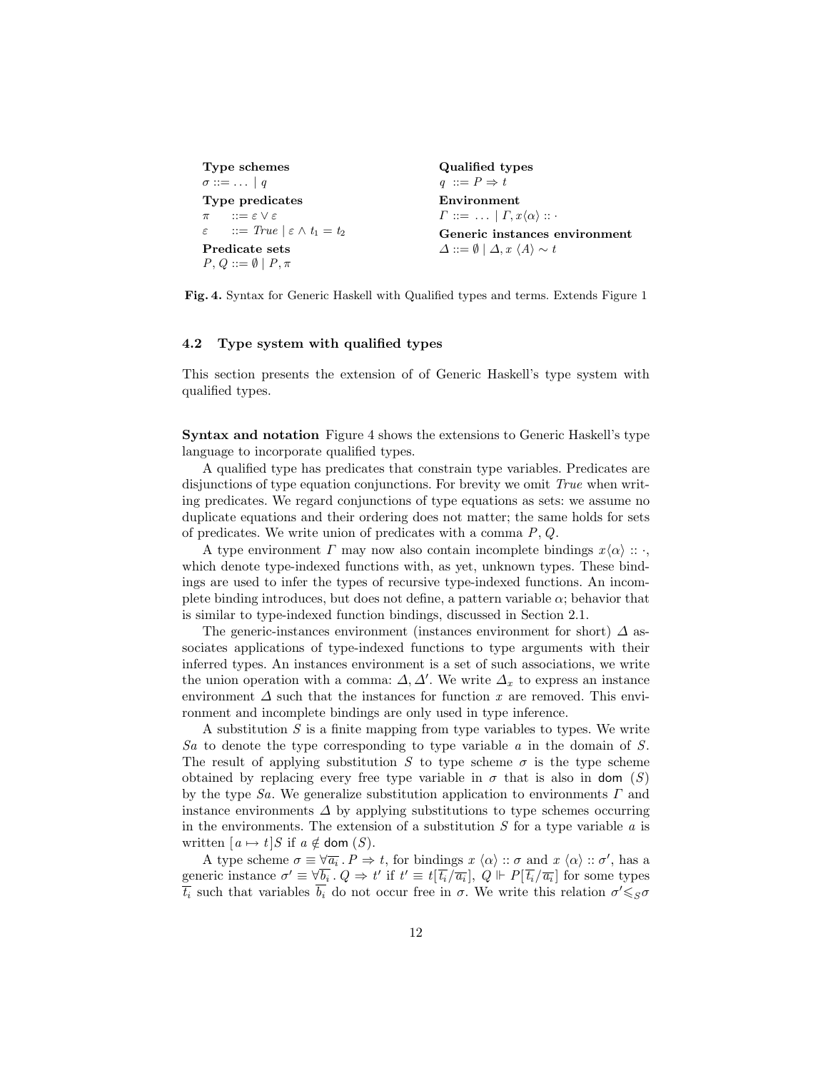**Type schemes**
$\sigma ::= \ldots \mid q$

**Type predicates**
$\pi \quad ::= \varepsilon \vee \varepsilon$
$\varepsilon \quad ::= \mathit{True} \mid \varepsilon \wedge t_1 = t_2$

**Predicate sets**
$P, Q ::= \emptyset \mid P, \pi$

**Qualified types**
$q \ ::= P \Rightarrow t$

**Environment**
$\Gamma ::= \ \ldots \mid \Gamma, x\langle\alpha\rangle :: \cdot$

**Generic instances environment**
$\Delta ::= \emptyset \mid \Delta, x \ \langle A \rangle \sim t$

**Fig. 4.** Syntax for Generic Haskell with Qualified types and terms. Extends Figure 1

### 4.2 Type system with qualified types

This section presents the extension of of Generic Haskell's type system with qualified types.

**Syntax and notation** Figure 4 shows the extensions to Generic Haskell's type language to incorporate qualified types.

A qualified type has predicates that constrain type variables. Predicates are disjunctions of type equation conjunctions. For brevity we omit *True* when writing predicates. We regard conjunctions of type equations as sets: we assume no duplicate equations and their ordering does not matter; the same holds for sets of predicates. We write union of predicates with a comma $P, Q$.

A type environment $\Gamma$ may now also contain incomplete bindings $x\langle\alpha\rangle :: \cdot$, which denote type-indexed functions with, as yet, unknown types. These bindings are used to infer the types of recursive type-indexed functions. An incomplete binding introduces, but does not define, a pattern variable $\alpha$; behavior that is similar to type-indexed function bindings, discussed in Section 2.1.

The generic-instances environment (instances environment for short) $\Delta$ associates applications of type-indexed functions to type arguments with their inferred types. An instances environment is a set of such associations, we write the union operation with a comma: $\Delta, \Delta'$. We write $\Delta_x$ to express an instance environment $\Delta$ such that the instances for function $x$ are removed. This environment and incomplete bindings are only used in type inference.

A substitution $S$ is a finite mapping from type variables to types. We write $Sa$ to denote the type corresponding to type variable $a$ in the domain of $S$. The result of applying substitution $S$ to type scheme $\sigma$ is the type scheme obtained by replacing every free type variable in $\sigma$ that is also in $\mathsf{dom}\ (S)$ by the type $Sa$. We generalize substitution application to environments $\Gamma$ and instance environments $\Delta$ by applying substitutions to type schemes occurring in the environments. The extension of a substitution $S$ for a type variable $a$ is written $[a \mapsto t]S$ if $a \notin \mathsf{dom}\ (S)$.

A type scheme $\sigma \equiv \forall \overline{a_i} \,.\, P \Rightarrow t$, for bindings $x \ \langle\alpha\rangle :: \sigma$ and $x \ \langle\alpha\rangle :: \sigma'$, has a generic instance $\sigma' \equiv \forall \overline{b_i} \,.\, Q \Rightarrow t'$ if $t' \equiv t[\overline{t_i}/\overline{a_i}]$, $Q \Vdash P[\overline{t_i}/\overline{a_i}]$ for some types $\overline{t_i}$ such that variables $\overline{b_i}$ do not occur free in $\sigma$. We write this relation $\sigma' \leqslant_S \sigma$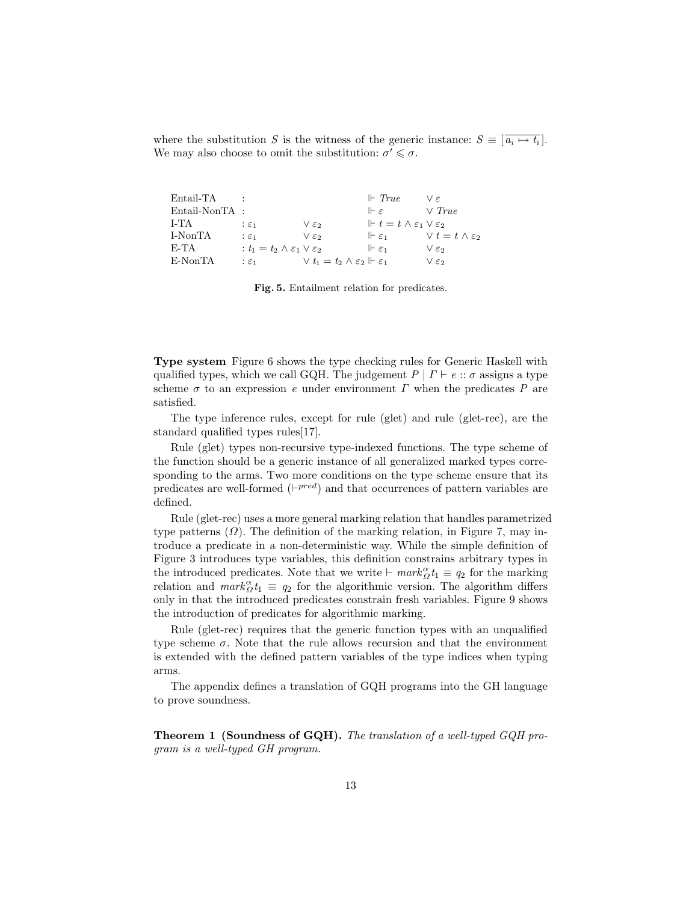where the substitution $S$ is the witness of the generic instance: $S \equiv [\overline{a_i \mapsto t_i}]$. We may also choose to omit the substitution: $\sigma' \leqslant \sigma$.

| | | | | |
|---|---|---|---|---|
| Entail-TA | : | | $\Vdash True$ | $\vee\, \varepsilon$ |
| Entail-NonTA | : | | $\Vdash \varepsilon$ | $\vee\, True$ |
| I-TA | $: \varepsilon_1$ | $\vee\, \varepsilon_2$ | $\Vdash t = t \wedge \varepsilon_1 \vee \varepsilon_2$ | |
| I-NonTA | $: \varepsilon_1$ | $\vee\, \varepsilon_2$ | $\Vdash \varepsilon_1$ | $\vee\, t = t \wedge \varepsilon_2$ |
| E-TA | $: t_1 = t_2 \wedge \varepsilon_1 \vee \varepsilon_2$ | | $\Vdash \varepsilon_1$ | $\vee\, \varepsilon_2$ |
| E-NonTA | $: \varepsilon_1$ | $\vee\, t_1 = t_2 \wedge \varepsilon_2 \Vdash \varepsilon_1$ | | $\vee\, \varepsilon_2$ |

**Fig. 5.** Entailment relation for predicates.

**Type system** Figure 6 shows the type checking rules for Generic Haskell with qualified types, which we call GQH. The judgement $P \mid \Gamma \vdash e :: \sigma$ assigns a type scheme $\sigma$ to an expression $e$ under environment $\Gamma$ when the predicates $P$ are satisfied.

The type inference rules, except for rule (glet) and rule (glet-rec), are the standard qualified types rules[17].

Rule (glet) types non-recursive type-indexed functions. The type scheme of the function should be a generic instance of all generalized marked types corresponding to the arms. Two more conditions on the type scheme ensure that its predicates are well-formed ($\vdash^{pred}$) and that occurrences of pattern variables are defined.

Rule (glet-rec) uses a more general marking relation that handles parametrized type patterns ($\Omega$). The definition of the marking relation, in Figure 7, may introduce a predicate in a non-deterministic way. While the simple definition of Figure 3 introduces type variables, this definition constrains arbitrary types in the introduced predicates. Note that we write $\vdash mark^{\alpha}_{\Omega} t_1 \equiv q_2$ for the marking relation and $mark^{\alpha}_{\Omega} t_1 \equiv q_2$ for the algorithmic version. The algorithm differs only in that the introduced predicates constrain fresh variables. Figure 9 shows the introduction of predicates for algorithmic marking.

Rule (glet-rec) requires that the generic function types with an unqualified type scheme $\sigma$. Note that the rule allows recursion and that the environment is extended with the defined pattern variables of the type indices when typing arms.

The appendix defines a translation of GQH programs into the GH language to prove soundness.

**Theorem 1 (Soundness of GQH).** *The translation of a well-typed GQH program is a well-typed GH program.*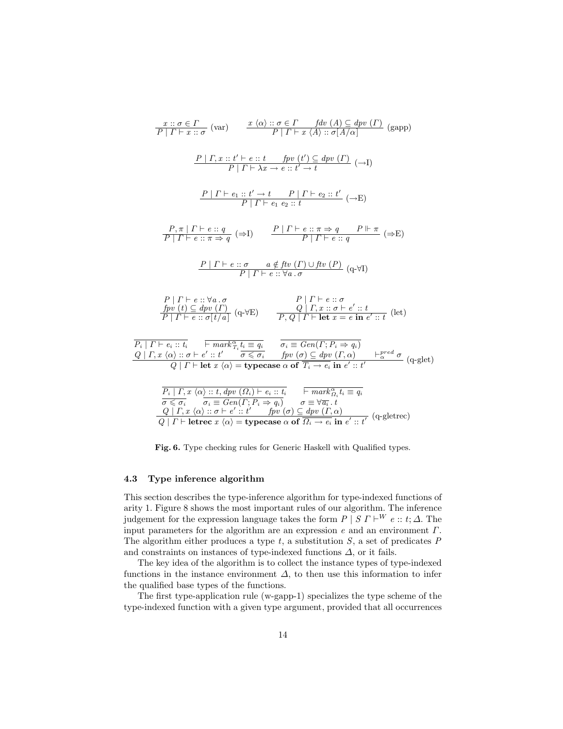$$\frac{x :: \sigma \in \Gamma}{P \mid \Gamma \vdash x :: \sigma}\ (\text{var}) \qquad \frac{x\ \langle\alpha\rangle :: \sigma \in \Gamma \qquad \mathit{fdv}\ (A) \subseteq \mathit{dpv}\ (\Gamma)}{P \mid \Gamma \vdash x\ \langle A\rangle :: \sigma[A/\alpha]}\ (\text{gapp})$$

$$\frac{P \mid \Gamma, x :: t' \vdash e :: t \qquad \mathit{fpv}\ (t') \subseteq \mathit{dpv}\ (\Gamma)}{P \mid \Gamma \vdash \lambda x \to e :: t' \to t}\ (\to\text{I})$$

$$\frac{P \mid \Gamma \vdash e_1 :: t' \to t \qquad P \mid \Gamma \vdash e_2 :: t'}{P \mid \Gamma \vdash e_1\ e_2 :: t}\ (\to\text{E})$$

$$\frac{P, \pi \mid \Gamma \vdash e :: q}{P \mid \Gamma \vdash e :: \pi \Rightarrow q}\ (\Rightarrow\text{I}) \qquad \frac{P \mid \Gamma \vdash e :: \pi \Rightarrow q \qquad P \Vdash \pi}{P \mid \Gamma \vdash e :: q}\ (\Rightarrow\text{E})$$

$$\frac{P \mid \Gamma \vdash e :: \sigma \qquad a \notin \mathit{ftv}\ (\Gamma) \cup \mathit{ftv}\ (P)}{P \mid \Gamma \vdash e :: \forall a\,.\,\sigma}\ (\text{q-}\forall\text{I})$$

$$\frac{\begin{array}{c}P \mid \Gamma \vdash e :: \forall a\,.\,\sigma \\ \mathit{fpv}\ (t) \subseteq \mathit{dpv}\ (\Gamma)\end{array}}{P \mid \Gamma \vdash e :: \sigma[t/a]}\ (\text{q-}\forall\text{E}) \qquad \frac{\begin{array}{c}P \mid \Gamma \vdash e :: \sigma \\ Q \mid \Gamma, x :: \sigma \vdash e' :: t\end{array}}{P, Q \mid \Gamma \vdash \textbf{let}\ x = e\ \textbf{in}\ e' :: t}\ (\text{let})$$

$$\frac{\begin{array}{ccc}\overline{P_i \mid \Gamma \vdash e_i :: t_i} & \overline{\vdash \mathit{mark}^{\alpha}_{T_i} t_i \equiv q_i} & \overline{\sigma_i \equiv \mathit{Gen}(\Gamma; P_i \Rightarrow q_i)} \\ Q \mid \Gamma, x\ \langle\alpha\rangle :: \sigma \vdash e' :: t' & \overline{\sigma \leqslant \sigma_i} \qquad \mathit{fpv}\ (\sigma) \subseteq \mathit{dpv}\ (\Gamma, \alpha) & \vdash^{pred}_{\alpha} \sigma\end{array}}{Q \mid \Gamma \vdash \textbf{let}\ x\ \langle\alpha\rangle = \textbf{typecase}\ \alpha\ \textbf{of}\ \overline{T_i \to e_i}\ \textbf{in}\ e' :: t'}\ (\text{q-glet})$$

$$\frac{\begin{array}{l}\overline{P_i \mid \Gamma, x\ \langle\alpha\rangle :: t, \mathit{dpv}\ (\Omega_i) \vdash e_i :: t_i} \qquad \overline{\vdash \mathit{mark}^{\alpha}_{\Omega_i} t_i \equiv q_i} \\ \overline{\sigma \leqslant \sigma_i} \qquad \overline{\sigma_i \equiv \mathit{Gen}(\Gamma; P_i \Rightarrow q_i)} \qquad \sigma \equiv \forall \overline{a_i}\,.\,t \\ Q \mid \Gamma, x\ \langle\alpha\rangle :: \sigma \vdash e' :: t' \qquad \mathit{fpv}\ (\sigma) \subseteq \mathit{dpv}\ (\Gamma, \alpha)\end{array}}{Q \mid \Gamma \vdash \textbf{letrec}\ x\ \langle\alpha\rangle = \textbf{typecase}\ \alpha\ \textbf{of}\ \overline{\Omega_i \to e_i}\ \textbf{in}\ e' :: t'}\ (\text{q-gletrec})$$

**Fig. 6.** Type checking rules for Generic Haskell with Qualified types.

### 4.3 Type inference algorithm

This section describes the type-inference algorithm for type-indexed functions of arity 1. Figure 8 shows the most important rules of our algorithm. The inference judgement for the expression language takes the form $P \mid S\ \Gamma \vdash^{W} e :: t; \Delta$. The input parameters for the algorithm are an expression $e$ and an environment $\Gamma$. The algorithm either produces a type $t$, a substitution $S$, a set of predicates $P$ and constraints on instances of type-indexed functions $\Delta$, or it fails.

The key idea of the algorithm is to collect the instance types of type-indexed functions in the instance environment $\Delta$, to then use this information to infer the qualified base types of the functions.

The first type-application rule (w-gapp-1) specializes the type scheme of the type-indexed function with a given type argument, provided that all occurrences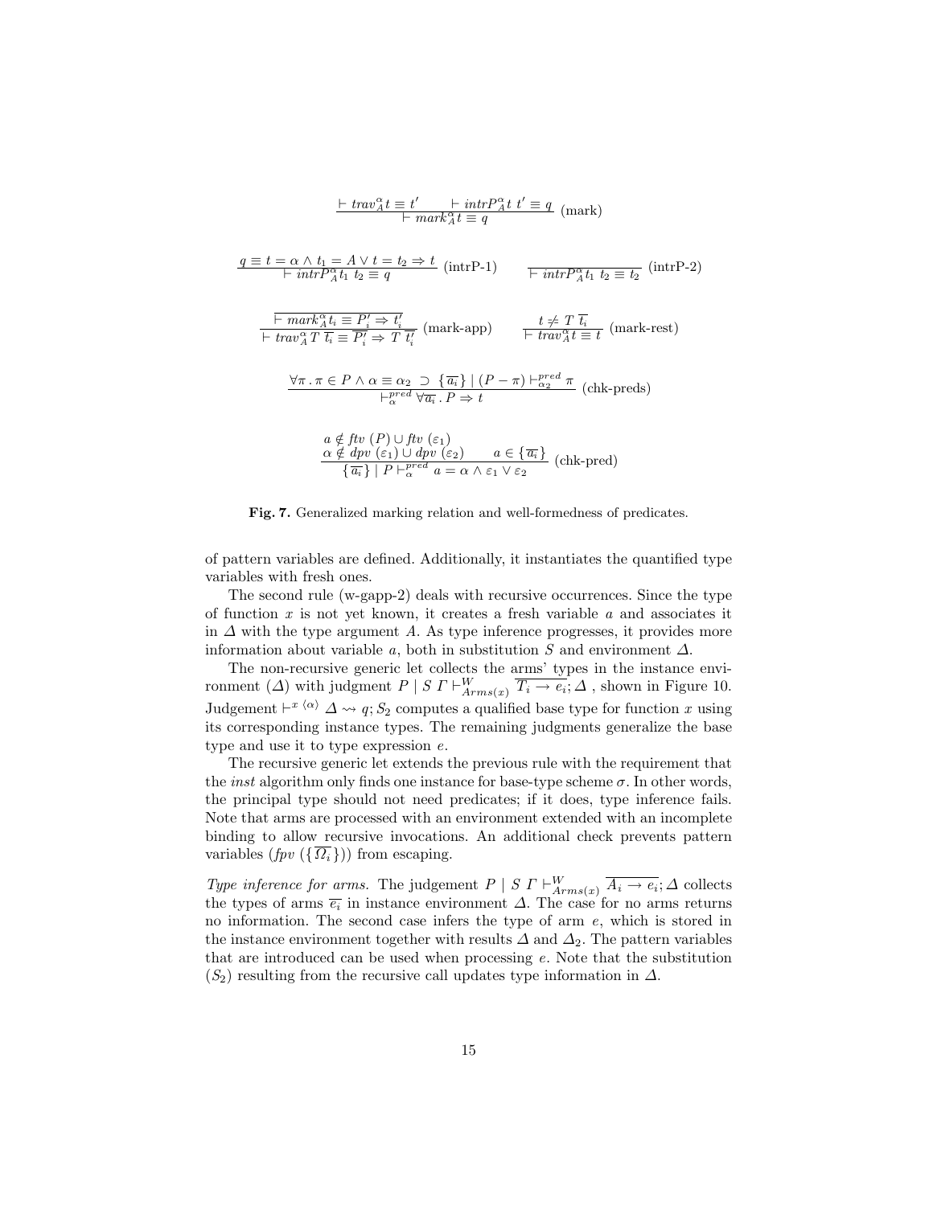$$\frac{\vdash trav^{\alpha}_{A} t \equiv t' \qquad \vdash intrP^{\alpha}_{A} t\ t' \equiv q}{\vdash mark^{\alpha}_{A} t \equiv q} \text{ (mark)}$$

$$\frac{q \equiv t = \alpha \wedge t_1 = A \vee t = t_2 \Rightarrow t}{\vdash intrP^{\alpha}_{A} t_1\ t_2 \equiv q} \text{ (intrP-1)} \qquad \frac{}{\vdash intrP^{\alpha}_{A} t_1\ t_2 \equiv t_2} \text{ (intrP-2)}$$

$$\frac{\overline{\vdash mark^{\alpha}_{A} t_i \equiv P'_i \Rightarrow t'_i}}{\vdash trav^{\alpha}_{A}\ T\ \overline{t_i} \equiv \overline{P'_i} \Rightarrow T\ \overline{t'_i}} \text{ (mark-app)} \qquad \frac{t \not\equiv T\ \overline{t_i}}{\vdash trav^{\alpha}_{A} t \equiv t} \text{ (mark-rest)}$$

$$\frac{\forall \pi\,.\, \pi \in P \wedge \alpha \equiv \alpha_2\ \supset\ \{\overline{a_i}\} \mid (P - \pi) \vdash^{pred}_{\alpha_2} \pi}{\vdash^{pred}_{\alpha} \forall \overline{a_i}\,.\, P \Rightarrow t} \text{ (chk-preds)}$$

$$\frac{\begin{array}{l} a \notin ftv\ (P) \cup ftv\ (\varepsilon_1) \\ \alpha \notin dpv\ (\varepsilon_1) \cup dpv\ (\varepsilon_2) \qquad a \in \{\overline{a_i}\} \end{array}}{\{\overline{a_i}\} \mid P \vdash^{pred}_{\alpha} a = \alpha \wedge \varepsilon_1 \vee \varepsilon_2} \text{ (chk-pred)}$$

**Fig. 7.** Generalized marking relation and well-formedness of predicates.

of pattern variables are defined. Additionally, it instantiates the quantified type variables with fresh ones.

The second rule (w-gapp-2) deals with recursive occurrences. Since the type of function $x$ is not yet known, it creates a fresh variable $a$ and associates it in $\Delta$ with the type argument $A$. As type inference progresses, it provides more information about variable $a$, both in substitution $S$ and environment $\Delta$.

The non-recursive generic let collects the arms' types in the instance environment ($\Delta$) with judgment $P \mid S\ \Gamma \vdash^{W}_{Arms(x)} \overline{T_i \rightarrow e_i}; \Delta$ , shown in Figure 10. Judgement $\vdash^{x\ \langle\alpha\rangle} \Delta \rightsquigarrow q; S_2$ computes a qualified base type for function $x$ using its corresponding instance types. The remaining judgments generalize the base type and use it to type expression $e$.

The recursive generic let extends the previous rule with the requirement that the *inst* algorithm only finds one instance for base-type scheme $\sigma$. In other words, the principal type should not need predicates; if it does, type inference fails. Note that arms are processed with an environment extended with an incomplete binding to allow recursive invocations. An additional check prevents pattern variables ($fpv\ (\{\overline{\Omega_i}\})$) from escaping.

*Type inference for arms.* The judgement $P \mid S\ \Gamma \vdash^{W}_{Arms(x)} \overline{A_i \rightarrow e_i}; \Delta$ collects the types of arms $\overline{e_i}$ in instance environment $\Delta$. The case for no arms returns no information. The second case infers the type of arm $e$, which is stored in the instance environment together with results $\Delta$ and $\Delta_2$. The pattern variables that are introduced can be used when processing $e$. Note that the substitution ($S_2$) resulting from the recursive call updates type information in $\Delta$.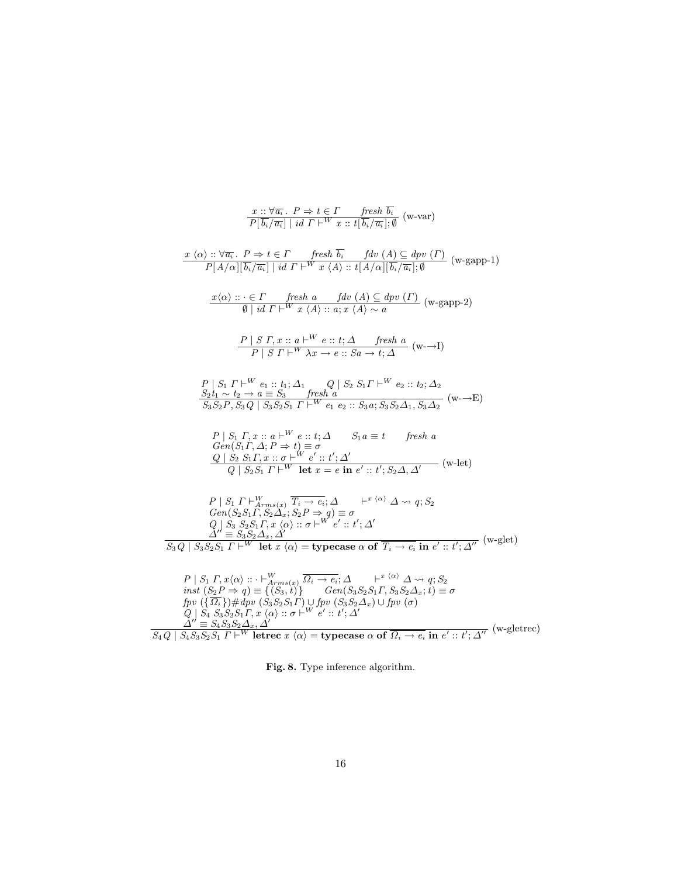$$\frac{x :: \forall \overline{a_i}.\ P \Rightarrow t \in \Gamma \qquad \mathit{fresh}\ \overline{b_i}}{P[\overline{b_i}/\overline{a_i}] \mid \mathit{id}\ \Gamma \vdash^W x :: t[\overline{b_i}/\overline{a_i}]; \emptyset}\ \text{(w-var)}$$

$$\frac{x\ \langle\alpha\rangle :: \forall \overline{a_i}.\ P \Rightarrow t \in \Gamma \qquad \mathit{fresh}\ \overline{b_i} \qquad \mathit{fdv}\ (A) \subseteq \mathit{dpv}\ (\Gamma)}{P[A/\alpha][\overline{b_i}/\overline{a_i}] \mid \mathit{id}\ \Gamma \vdash^W x\ \langle A\rangle :: t[A/\alpha][\overline{b_i}/\overline{a_i}]; \emptyset}\ \text{(w-gapp-1)}$$

$$\frac{x\langle\alpha\rangle :: \cdot \in \Gamma \qquad \mathit{fresh}\ a \qquad \mathit{fdv}\ (A) \subseteq \mathit{dpv}\ (\Gamma)}{\emptyset \mid \mathit{id}\ \Gamma \vdash^W x\ \langle A\rangle :: a; x\ \langle A\rangle \sim a}\ \text{(w-gapp-2)}$$

$$\frac{P \mid S\ \Gamma, x :: a \vdash^W e :: t; \Delta \qquad \mathit{fresh}\ a}{P \mid S\ \Gamma \vdash^W \lambda x \rightarrow e :: Sa \rightarrow t; \Delta}\ \text{(w-}{\rightarrow}\text{I)}$$

$$\frac{\begin{array}{l} P \mid S_1\ \Gamma \vdash^W e_1 :: t_1; \Delta_1 \qquad Q \mid S_2\ S_1\Gamma \vdash^W e_2 :: t_2; \Delta_2 \\ S_2 t_1 \sim t_2 \rightarrow a \equiv S_3 \qquad \mathit{fresh}\ a \end{array}}{S_3S_2P, S_3Q \mid S_3S_2S_1\ \Gamma \vdash^W e_1\ e_2 :: S_3 a; S_3S_2\Delta_1, S_3\Delta_2}\ \text{(w-}{\rightarrow}\text{E)}$$

$$\frac{\begin{array}{l} P \mid S_1\ \Gamma, x :: a \vdash^W e :: t; \Delta \qquad S_1 a \equiv t \qquad \mathit{fresh}\ a \\ \mathit{Gen}(S_1\Gamma, \Delta; P \Rightarrow t) \equiv \sigma \\ Q \mid S_2\ S_1\Gamma, x :: \sigma \vdash^W e' :: t'; \Delta' \end{array}}{Q \mid S_2S_1\ \Gamma \vdash^W \textbf{let}\ x = e\ \textbf{in}\ e' :: t'; S_2\Delta, \Delta'}\ \text{(w-let)}$$

$$\frac{\begin{array}{l} P \mid S_1\ \Gamma \vdash^W_{\mathit{Arms}(x)} \overline{T_i \rightarrow e_i}; \Delta \qquad \vdash^{x\ \langle\alpha\rangle} \Delta \rightsquigarrow q; S_2 \\ \mathit{Gen}(S_2S_1\Gamma, S_2\Delta_x; S_2P \Rightarrow q) \equiv \sigma \\ Q \mid S_3\ S_2S_1\Gamma, x\ \langle\alpha\rangle :: \sigma \vdash^W e' :: t'; \Delta' \\ \Delta'' \equiv S_3S_2\Delta_x, \Delta' \end{array}}{S_3Q \mid S_3S_2S_1\ \Gamma \vdash^W \textbf{let}\ x\ \langle\alpha\rangle = \textbf{typecase}\ \alpha\ \textbf{of}\ \overline{T_i \rightarrow e_i}\ \textbf{in}\ e' :: t'; \Delta''}\ \text{(w-glet)}$$

$$\frac{\begin{array}{l} P \mid S_1\ \Gamma, x\langle\alpha\rangle :: \cdot \vdash^W_{\mathit{Arms}(x)} \overline{\Omega_i \rightarrow e_i}; \Delta \qquad \vdash^{x\ \langle\alpha\rangle} \Delta \rightsquigarrow q; S_2 \\ \mathit{inst}\ (S_2P \Rightarrow q) \equiv \{(S_3, t)\} \qquad \mathit{Gen}(S_3S_2S_1\Gamma, S_3S_2\Delta_x; t) \equiv \sigma \\ \mathit{fpv}\ (\{\overline{\Omega_i}\}) \# \mathit{dpv}\ (S_3S_2S_1\Gamma) \cup \mathit{fpv}\ (S_3S_2\Delta_x) \cup \mathit{fpv}\ (\sigma) \\ Q \mid S_4\ S_3S_2S_1\Gamma, x\ \langle\alpha\rangle :: \sigma \vdash^W e' :: t'; \Delta' \\ \Delta'' \equiv S_4S_3S_2\Delta_x, \Delta' \end{array}}{S_4Q \mid S_4S_3S_2S_1\ \Gamma \vdash^W \textbf{letrec}\ x\ \langle\alpha\rangle = \textbf{typecase}\ \alpha\ \textbf{of}\ \overline{\Omega_i \rightarrow e_i}\ \textbf{in}\ e' :: t'; \Delta''}\ \text{(w-gletrec)}$$

**Fig. 8.** Type inference algorithm.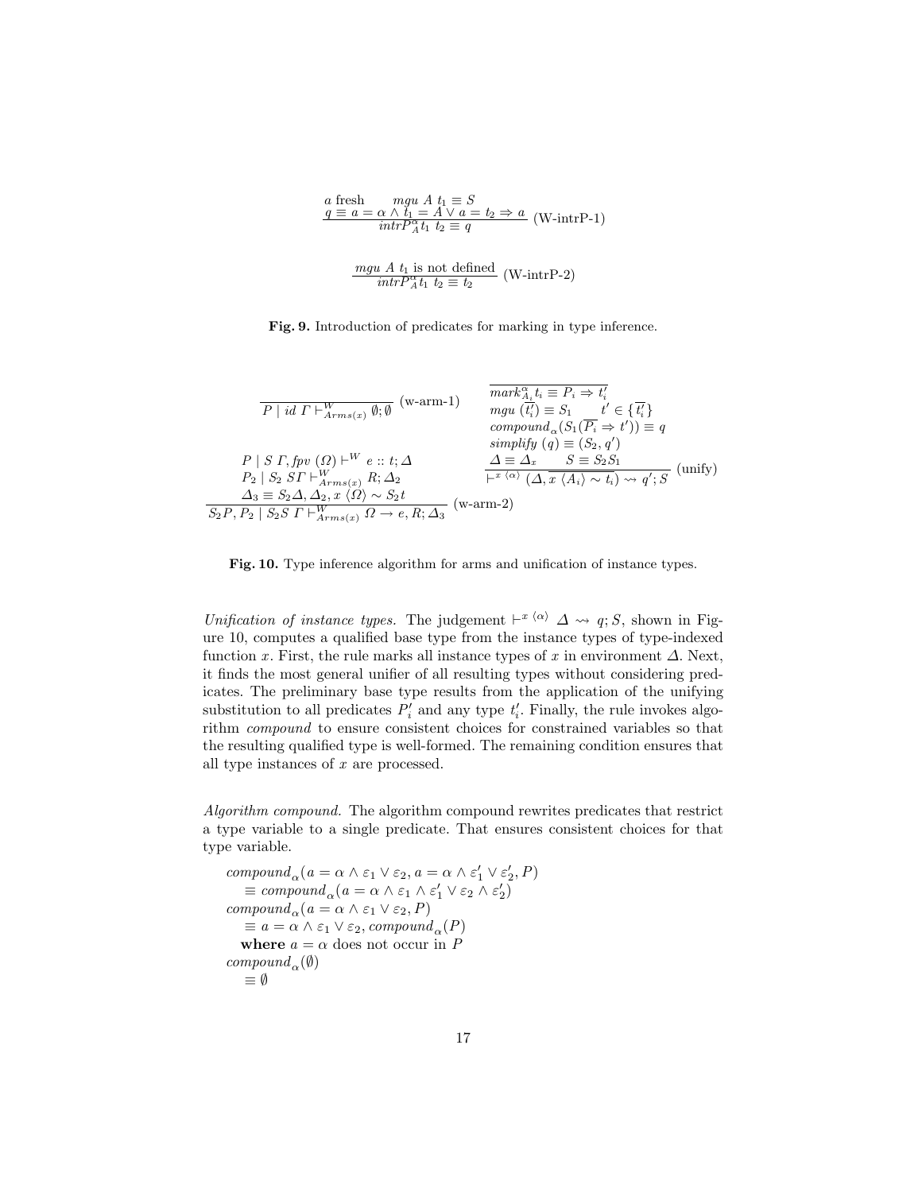$$\frac{a \text{ fresh} \qquad mgu\ A\ t_1 \equiv S \qquad q \equiv a = \alpha \wedge t_1 = A \vee a = t_2 \Rightarrow a}{intrP^{\alpha}_{A} t_1\ t_2 \equiv q} \text{ (W-intrP-1)}$$

$$\frac{mgu\ A\ t_1 \text{ is not defined}}{intrP^{\alpha}_{A} t_1\ t_2 \equiv t_2} \text{ (W-intrP-2)}$$

**Fig. 9.** Introduction of predicates for marking in type inference.

$$\frac{}{P \mid id\ \Gamma \vdash^{W}_{Arms(x)} \emptyset; \emptyset} \text{ (w-arm-1)}$$

$$\frac{\begin{array}{c} P \mid S\ \Gamma, fpv\ (\Omega) \vdash^{W} e :: t; \Delta \\ P_2 \mid S_2\ S\Gamma \vdash^{W}_{Arms(x)} R; \Delta_2 \\ \Delta_3 \equiv S_2\Delta, \Delta_2, x\ \langle\Omega\rangle \sim S_2 t \end{array}}{S_2 P, P_2 \mid S_2 S\ \Gamma \vdash^{W}_{Arms(x)} \Omega \rightarrow e, R; \Delta_3} \text{ (w-arm-2)}$$

$$\frac{\begin{array}{c} \overline{mark^{\alpha}_{A_i} t_i \equiv P_i \Rightarrow t'_i} \\ mgu\ (\overline{t'_i}) \equiv S_1 \qquad t' \in \{\overline{t'_i}\} \\ compound_{\alpha}(S_1(\overline{P_i} \Rightarrow t')) \equiv q \\ simplify\ (q) \equiv (S_2, q') \\ \Delta \equiv \Delta_x \qquad S \equiv S_2 S_1 \end{array}}{\vdash^{x\ \langle\alpha\rangle} (\Delta, \overline{x\ \langle A_i\rangle \sim t_i}) \rightsquigarrow q'; S} \text{ (unify)}$$

**Fig. 10.** Type inference algorithm for arms and unification of instance types.

*Unification of instance types.* The judgement $\vdash^{x\ \langle\alpha\rangle} \Delta \rightsquigarrow q; S$, shown in Figure 10, computes a qualified base type from the instance types of type-indexed function $x$. First, the rule marks all instance types of $x$ in environment $\Delta$. Next, it finds the most general unifier of all resulting types without considering predicates. The preliminary base type results from the application of the unifying substitution to all predicates $P'_i$ and any type $t'_i$. Finally, the rule invokes algorithm *compound* to ensure consistent choices for constrained variables so that the resulting qualified type is well-formed. The remaining condition ensures that all type instances of $x$ are processed.

*Algorithm compound.* The algorithm compound rewrites predicates that restrict a type variable to a single predicate. That ensures consistent choices for that type variable.

$compound_{\alpha}(a = \alpha \wedge \varepsilon_1 \vee \varepsilon_2, a = \alpha \wedge \varepsilon'_1 \vee \varepsilon'_2, P)$
$\quad \equiv compound_{\alpha}(a = \alpha \wedge \varepsilon_1 \wedge \varepsilon'_1 \vee \varepsilon_2 \wedge \varepsilon'_2)$
$compound_{\alpha}(a = \alpha \wedge \varepsilon_1 \vee \varepsilon_2, P)$
$\quad \equiv a = \alpha \wedge \varepsilon_1 \vee \varepsilon_2, compound_{\alpha}(P)$
$\quad$ **where** $a = \alpha$ does not occur in $P$
$compound_{\alpha}(\emptyset)$
$\quad \equiv \emptyset$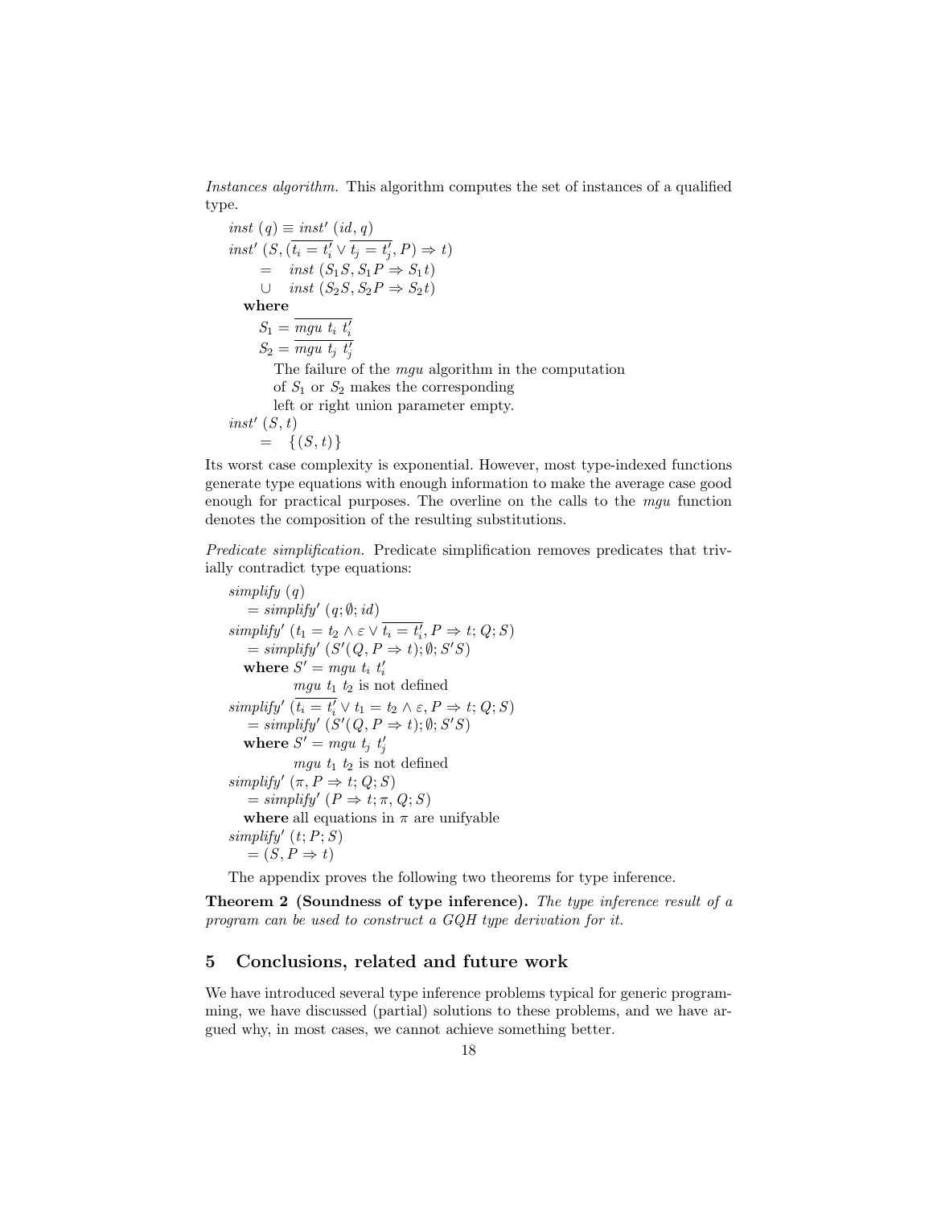*Instances algorithm.* This algorithm computes the set of instances of a qualified type.

$$
\begin{aligned}
& \mathit{inst}\ (q) \equiv \mathit{inst}'\ (id, q) \\
& \mathit{inst}'\ (S, (\overline{t_i = t_i'} \vee \overline{t_j = t_j'}, P) \Rightarrow t) \\
& \qquad = \quad \mathit{inst}\ (S_1 S, S_1 P \Rightarrow S_1 t) \\
& \qquad \cup \quad \mathit{inst}\ (S_2 S, S_2 P \Rightarrow S_2 t) \\
& \quad \textbf{where} \\
& \qquad S_1 = \overline{\mathit{mgu}\ t_i\ t_i'} \\
& \qquad S_2 = \overline{\mathit{mgu}\ t_j\ t_j'}
\end{aligned}
$$

The failure of the *mgu* algorithm in the computation of $S_1$ or $S_2$ makes the corresponding left or right union parameter empty.

$$
\begin{aligned}
& \mathit{inst}'\ (S, t) \\
& \qquad = \quad \{(S, t)\}
\end{aligned}
$$

Its worst case complexity is exponential. However, most type-indexed functions generate type equations with enough information to make the average case good enough for practical purposes. The overline on the calls to the *mgu* function denotes the composition of the resulting substitutions.

*Predicate simplification.* Predicate simplification removes predicates that trivially contradict type equations:

$$
\begin{aligned}
& \mathit{simplify}\ (q) \\
& \quad = \mathit{simplify}'\ (q; \emptyset; id) \\
& \mathit{simplify}'\ (t_1 = t_2 \wedge \varepsilon \vee \overline{t_i = t_i'}, P \Rightarrow t; Q; S) \\
& \quad = \mathit{simplify}'\ (S'(Q, P \Rightarrow t); \emptyset; S'S) \\
& \quad \textbf{where } S' = \mathit{mgu}\ t_i\ t_i' \\
& \qquad\qquad \mathit{mgu}\ t_1\ t_2 \text{ is not defined} \\
& \mathit{simplify}'\ (\overline{t_i = t_i'} \vee t_1 = t_2 \wedge \varepsilon, P \Rightarrow t; Q; S) \\
& \quad = \mathit{simplify}'\ (S'(Q, P \Rightarrow t); \emptyset; S'S) \\
& \quad \textbf{where } S' = \mathit{mgu}\ t_j\ t_j' \\
& \qquad\qquad \mathit{mgu}\ t_1\ t_2 \text{ is not defined} \\
& \mathit{simplify}'\ (\pi, P \Rightarrow t; Q; S) \\
& \quad = \mathit{simplify}'\ (P \Rightarrow t; \pi, Q; S) \\
& \quad \textbf{where} \text{ all equations in } \pi \text{ are unifyable} \\
& \mathit{simplify}'\ (t; P; S) \\
& \quad = (S, P \Rightarrow t)
\end{aligned}
$$

The appendix proves the following two theorems for type inference.

**Theorem 2 (Soundness of type inference).** *The type inference result of a program can be used to construct a GQH type derivation for it.*

## 5 Conclusions, related and future work

We have introduced several type inference problems typical for generic programming, we have discussed (partial) solutions to these problems, and we have argued why, in most cases, we cannot achieve something better.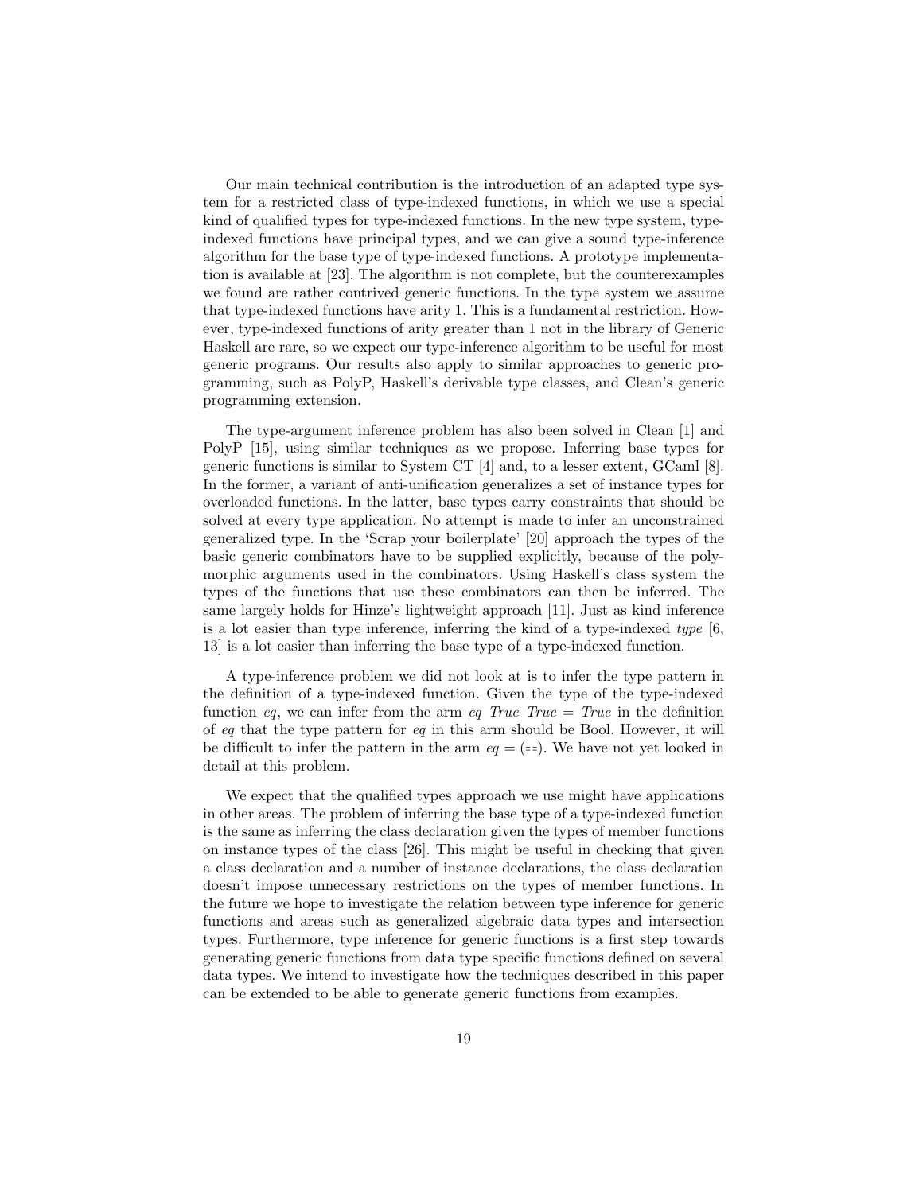Our main technical contribution is the introduction of an adapted type system for a restricted class of type-indexed functions, in which we use a special kind of qualified types for type-indexed functions. In the new type system, type-indexed functions have principal types, and we can give a sound type-inference algorithm for the base type of type-indexed functions. A prototype implementation is available at [23]. The algorithm is not complete, but the counterexamples we found are rather contrived generic functions. In the type system we assume that type-indexed functions have arity 1. This is a fundamental restriction. However, type-indexed functions of arity greater than 1 not in the library of Generic Haskell are rare, so we expect our type-inference algorithm to be useful for most generic programs. Our results also apply to similar approaches to generic programming, such as PolyP, Haskell's derivable type classes, and Clean's generic programming extension.

The type-argument inference problem has also been solved in Clean [1] and PolyP [15], using similar techniques as we propose. Inferring base types for generic functions is similar to System CT [4] and, to a lesser extent, GCaml [8]. In the former, a variant of anti-unification generalizes a set of instance types for overloaded functions. In the latter, base types carry constraints that should be solved at every type application. No attempt is made to infer an unconstrained generalized type. In the 'Scrap your boilerplate' [20] approach the types of the basic generic combinators have to be supplied explicitly, because of the polymorphic arguments used in the combinators. Using Haskell's class system the types of the functions that use these combinators can then be inferred. The same largely holds for Hinze's lightweight approach [11]. Just as kind inference is a lot easier than type inference, inferring the kind of a type-indexed *type* [6, 13] is a lot easier than inferring the base type of a type-indexed function.

A type-inference problem we did not look at is to infer the type pattern in the definition of a type-indexed function. Given the type of the type-indexed function *eq*, we can infer from the arm *eq True True* = *True* in the definition of *eq* that the type pattern for *eq* in this arm should be Bool. However, it will be difficult to infer the pattern in the arm *eq* = (==). We have not yet looked in detail at this problem.

We expect that the qualified types approach we use might have applications in other areas. The problem of inferring the base type of a type-indexed function is the same as inferring the class declaration given the types of member functions on instance types of the class [26]. This might be useful in checking that given a class declaration and a number of instance declarations, the class declaration doesn't impose unnecessary restrictions on the types of member functions. In the future we hope to investigate the relation between type inference for generic functions and areas such as generalized algebraic data types and intersection types. Furthermore, type inference for generic functions is a first step towards generating generic functions from data type specific functions defined on several data types. We intend to investigate how the techniques described in this paper can be extended to be able to generate generic functions from examples.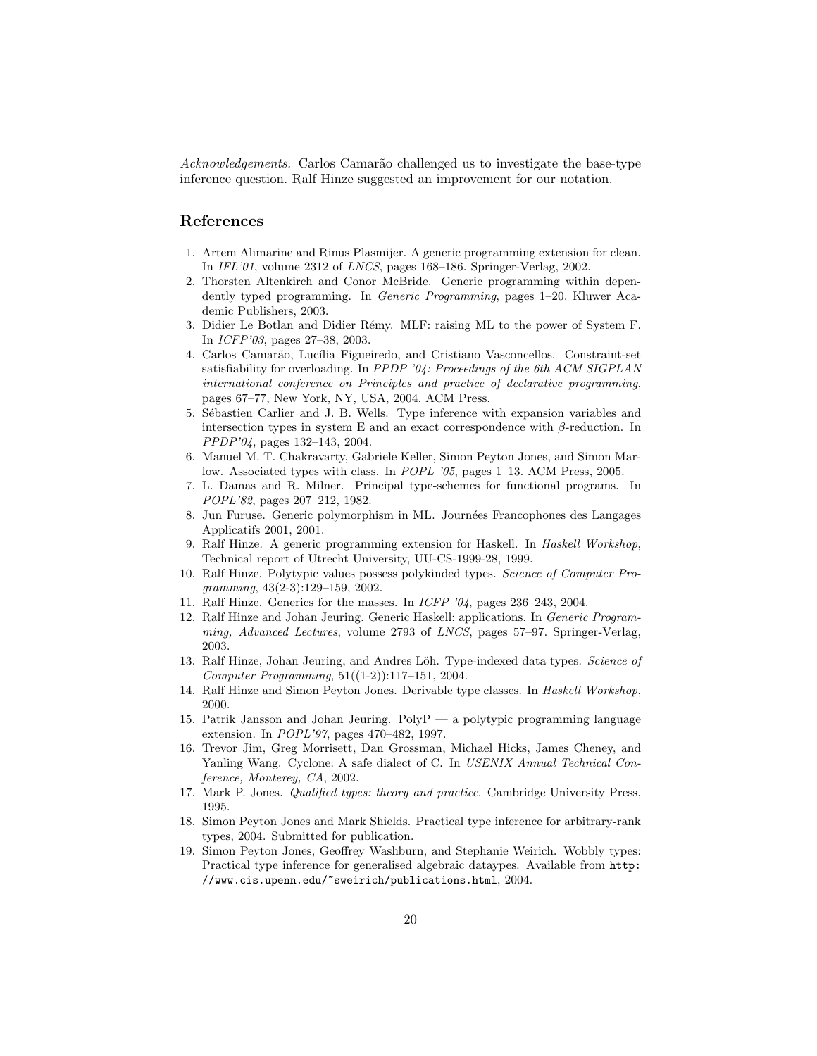*Acknowledgements.* Carlos Camarão challenged us to investigate the base-type inference question. Ralf Hinze suggested an improvement for our notation.

## References

1. Artem Alimarine and Rinus Plasmijer. A generic programming extension for clean. In *IFL'01*, volume 2312 of *LNCS*, pages 168–186. Springer-Verlag, 2002.
2. Thorsten Altenkirch and Conor McBride. Generic programming within dependently typed programming. In *Generic Programming*, pages 1–20. Kluwer Academic Publishers, 2003.
3. Didier Le Botlan and Didier Rémy. MLF: raising ML to the power of System F. In *ICFP'03*, pages 27–38, 2003.
4. Carlos Camarão, Lucília Figueiredo, and Cristiano Vasconcellos. Constraint-set satisfiability for overloading. In *PPDP '04: Proceedings of the 6th ACM SIGPLAN international conference on Principles and practice of declarative programming*, pages 67–77, New York, NY, USA, 2004. ACM Press.
5. Sébastien Carlier and J. B. Wells. Type inference with expansion variables and intersection types in system E and an exact correspondence with $\beta$-reduction. In *PPDP'04*, pages 132–143, 2004.
6. Manuel M. T. Chakravarty, Gabriele Keller, Simon Peyton Jones, and Simon Marlow. Associated types with class. In *POPL '05*, pages 1–13. ACM Press, 2005.
7. L. Damas and R. Milner. Principal type-schemes for functional programs. In *POPL'82*, pages 207–212, 1982.
8. Jun Furuse. Generic polymorphism in ML. Journées Francophones des Langages Applicatifs 2001, 2001.
9. Ralf Hinze. A generic programming extension for Haskell. In *Haskell Workshop*, Technical report of Utrecht University, UU-CS-1999-28, 1999.
10. Ralf Hinze. Polytypic values possess polykinded types. *Science of Computer Programming*, 43(2-3):129–159, 2002.
11. Ralf Hinze. Generics for the masses. In *ICFP '04*, pages 236–243, 2004.
12. Ralf Hinze and Johan Jeuring. Generic Haskell: applications. In *Generic Programming, Advanced Lectures*, volume 2793 of *LNCS*, pages 57–97. Springer-Verlag, 2003.
13. Ralf Hinze, Johan Jeuring, and Andres Löh. Type-indexed data types. *Science of Computer Programming*, 51((1-2)):117–151, 2004.
14. Ralf Hinze and Simon Peyton Jones. Derivable type classes. In *Haskell Workshop*, 2000.
15. Patrik Jansson and Johan Jeuring. PolyP — a polytypic programming language extension. In *POPL'97*, pages 470–482, 1997.
16. Trevor Jim, Greg Morrisett, Dan Grossman, Michael Hicks, James Cheney, and Yanling Wang. Cyclone: A safe dialect of C. In *USENIX Annual Technical Conference, Monterey, CA*, 2002.
17. Mark P. Jones. *Qualified types: theory and practice*. Cambridge University Press, 1995.
18. Simon Peyton Jones and Mark Shields. Practical type inference for arbitrary-rank types, 2004. Submitted for publication.
19. Simon Peyton Jones, Geoffrey Washburn, and Stephanie Weirich. Wobbly types: Practical type inference for generalised algebraic dataypes. Available from `http://www.cis.upenn.edu/~sweirich/publications.html`, 2004.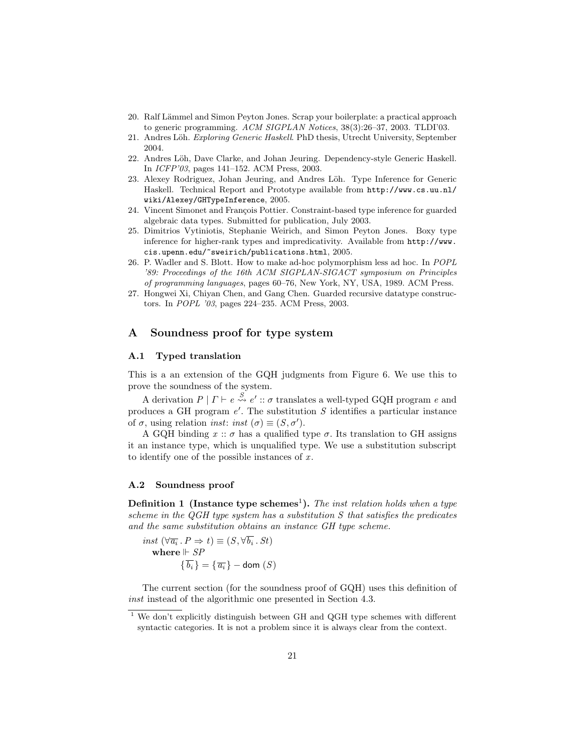20. Ralf Lämmel and Simon Peyton Jones. Scrap your boilerplate: a practical approach to generic programming. *ACM SIGPLAN Notices*, 38(3):26–37, 2003. TLDI'03.
21. Andres Löh. *Exploring Generic Haskell*. PhD thesis, Utrecht University, September 2004.
22. Andres Löh, Dave Clarke, and Johan Jeuring. Dependency-style Generic Haskell. In *ICFP'03*, pages 141–152. ACM Press, 2003.
23. Alexey Rodriguez, Johan Jeuring, and Andres Löh. Type Inference for Generic Haskell. Technical Report and Prototype available from `http://www.cs.uu.nl/wiki/Alexey/GHTypeInference`, 2005.
24. Vincent Simonet and François Pottier. Constraint-based type inference for guarded algebraic data types. Submitted for publication, July 2003.
25. Dimitrios Vytiniotis, Stephanie Weirich, and Simon Peyton Jones. Boxy type inference for higher-rank types and impredicativity. Available from `http://www.cis.upenn.edu/~sweirich/publications.html`, 2005.
26. P. Wadler and S. Blott. How to make ad-hoc polymorphism less ad hoc. In *POPL '89: Proceedings of the 16th ACM SIGPLAN-SIGACT symposium on Principles of programming languages*, pages 60–76, New York, NY, USA, 1989. ACM Press.
27. Hongwei Xi, Chiyan Chen, and Gang Chen. Guarded recursive datatype constructors. In *POPL '03*, pages 224–235. ACM Press, 2003.

# A Soundness proof for type system

## A.1 Typed translation

This is a an extension of the GQH judgments from Figure 6. We use this to prove the soundness of the system.

A derivation $P \mid \Gamma \vdash e \overset{S}{\rightsquigarrow} e' :: \sigma$ translates a well-typed GQH program $e$ and produces a GH program $e'$. The substitution $S$ identifies a particular instance of $\sigma$, using relation *inst*: $inst\ (\sigma) \equiv (S, \sigma')$.

A GQH binding $x :: \sigma$ has a qualified type $\sigma$. Its translation to GH assigns it an instance type, which is unqualified type. We use a substitution subscript to identify one of the possible instances of $x$.

## A.2 Soundness proof

**Definition 1 (Instance type schemes[1]).** *The inst relation holds when a type scheme in the QGH type system has a substitution S that satisfies the predicates and the same substitution obtains an instance GH type scheme.*

$$
\begin{aligned}
&inst\ (\forall \overline{a_i} \,.\, P \Rightarrow t) \equiv (S, \forall \overline{b_i} \,.\, St) \\
&\quad \textbf{where} \Vdash SP \\
&\qquad\quad \{\overline{b_i}\} = \{\overline{a_i}\} - \mathsf{dom}\ (S)
\end{aligned}
$$

The current section (for the soundness proof of GQH) uses this definition of *inst* instead of the algorithmic one presented in Section 4.3.

[1] We don't explicitly distinguish between GH and QGH type schemes with different syntactic categories. It is not a problem since it is always clear from the context.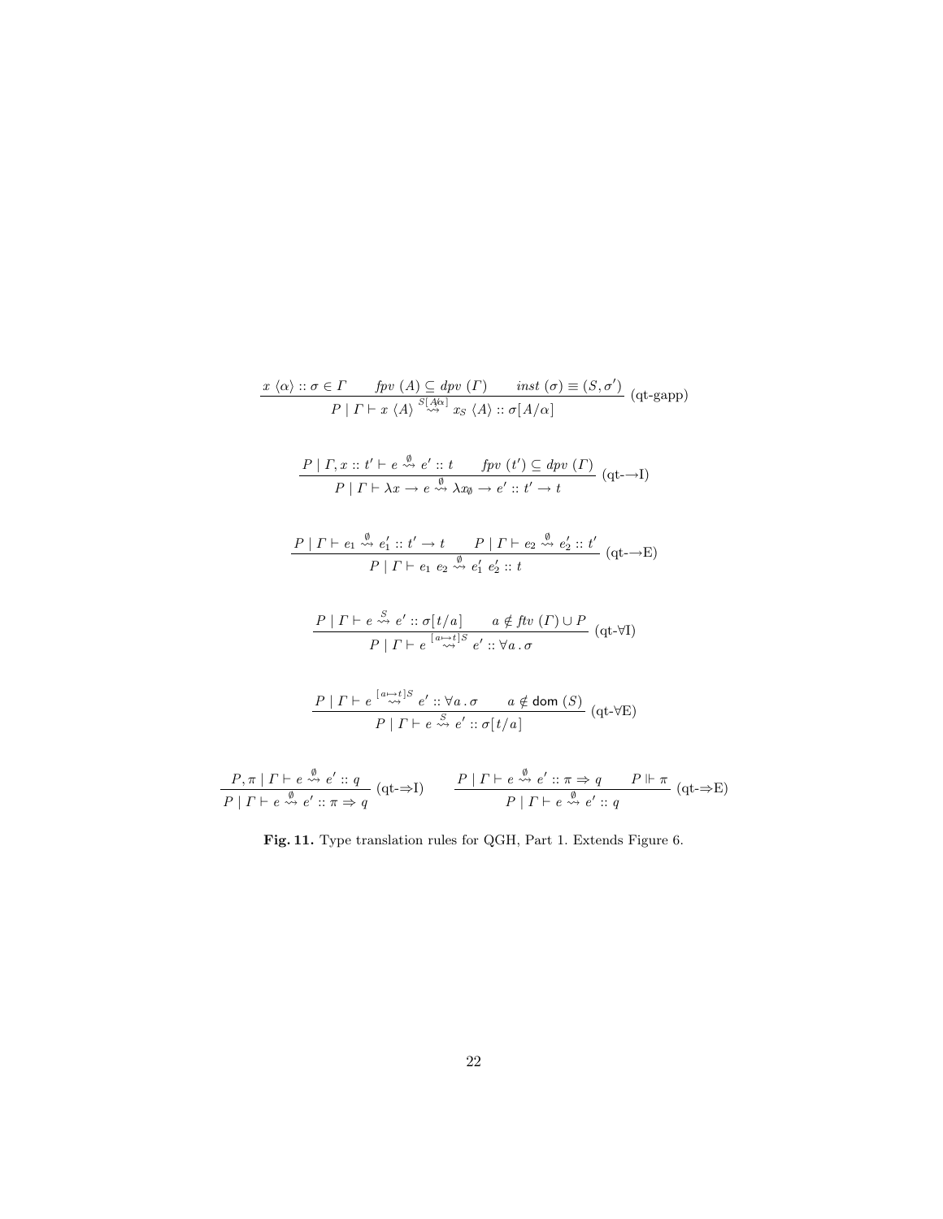$$\frac{x\ \langle \alpha \rangle :: \sigma \in \Gamma \qquad \mathit{fpv}\ (A) \subseteq \mathit{dpv}\ (\Gamma) \qquad \mathit{inst}\ (\sigma) \equiv (S, \sigma')}{P \mid \Gamma \vdash x\ \langle A \rangle \overset{S[A/\alpha]}{\rightsquigarrow} x_S\ \langle A \rangle :: \sigma[A/\alpha]}\ \text{(qt-gapp)}$$

$$\frac{P \mid \Gamma, x :: t' \vdash e \overset{\emptyset}{\rightsquigarrow} e' :: t \qquad \mathit{fpv}\ (t') \subseteq \mathit{dpv}\ (\Gamma)}{P \mid \Gamma \vdash \lambda x \rightarrow e \overset{\emptyset}{\rightsquigarrow} \lambda x_\emptyset \rightarrow e' :: t' \rightarrow t}\ \text{(qt-}{\rightarrow}\text{I)}$$

$$\frac{P \mid \Gamma \vdash e_1 \overset{\emptyset}{\rightsquigarrow} e_1' :: t' \rightarrow t \qquad P \mid \Gamma \vdash e_2 \overset{\emptyset}{\rightsquigarrow} e_2' :: t'}{P \mid \Gamma \vdash e_1\ e_2 \overset{\emptyset}{\rightsquigarrow} e_1'\ e_2' :: t}\ \text{(qt-}{\rightarrow}\text{E)}$$

$$\frac{P \mid \Gamma \vdash e \overset{S}{\rightsquigarrow} e' :: \sigma[t/a] \qquad a \notin \mathit{ftv}\ (\Gamma) \cup P}{P \mid \Gamma \vdash e \overset{[a \mapsto t]S}{\rightsquigarrow} e' :: \forall a\,.\,\sigma}\ \text{(qt-}\forall\text{I)}$$

$$\frac{P \mid \Gamma \vdash e \overset{[a \mapsto t]S}{\rightsquigarrow} e' :: \forall a\,.\,\sigma \qquad a \notin \mathsf{dom}\ (S)}{P \mid \Gamma \vdash e \overset{S}{\rightsquigarrow} e' :: \sigma[t/a]}\ \text{(qt-}\forall\text{E)}$$

$$\frac{P, \pi \mid \Gamma \vdash e \overset{\emptyset}{\rightsquigarrow} e' :: q}{P \mid \Gamma \vdash e \overset{\emptyset}{\rightsquigarrow} e' :: \pi \Rightarrow q}\ \text{(qt-}{\Rightarrow}\text{I)} \qquad \frac{P \mid \Gamma \vdash e \overset{\emptyset}{\rightsquigarrow} e' :: \pi \Rightarrow q \qquad P \Vdash \pi}{P \mid \Gamma \vdash e \overset{\emptyset}{\rightsquigarrow} e' :: q}\ \text{(qt-}{\Rightarrow}\text{E)}$$

**Fig. 11.** Type translation rules for QGH, Part 1. Extends Figure 6.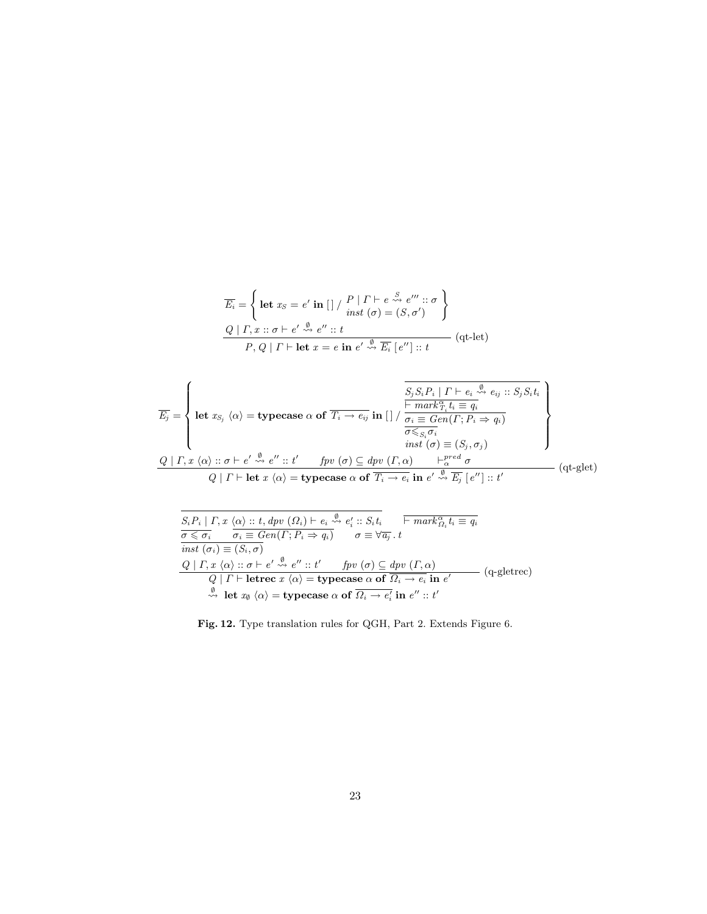$$
\overline{E_i} = \left\{ \textbf{let } x_S = e' \textbf{ in } [\,] \;/\; \begin{array}{l} P \mid \Gamma \vdash e \overset{S}{\rightsquigarrow} e''' :: \sigma \\ \mathit{inst}\ (\sigma) = (S, \sigma') \end{array} \right\}
$$

$$
\frac{Q \mid \Gamma, x :: \sigma \vdash e' \overset{\emptyset}{\rightsquigarrow} e'' :: t}{P, Q \mid \Gamma \vdash \textbf{let } x = e \textbf{ in } e' \overset{\emptyset}{\rightsquigarrow} \overline{E_i}\,[\,e''] :: t} \ \text{(qt-let)}
$$

$$
\overline{E_j} = \left\{ \textbf{let } x_{S_j}\ \langle\alpha\rangle = \textbf{typecase } \alpha \textbf{ of } \overline{T_i \to e_{ij}} \textbf{ in } [\,] \;/\; \begin{array}{l} \overline{S_j S_i P_i \mid \Gamma \vdash e_i \overset{\emptyset}{\rightsquigarrow} e_{ij} :: S_j S_i t_i} \\ \overline{\vdash \mathit{mark}^{\alpha}_{T_i}\, t_i \equiv q_i} \\ \overline{\sigma_i \equiv \mathit{Gen}(\Gamma; P_i \Rightarrow q_i)} \\ \overline{\sigma \leqslant_{S_i} \sigma_i} \\ \mathit{inst}\ (\sigma) \equiv (S_j, \sigma_j) \end{array} \right\}
$$

$$
\frac{Q \mid \Gamma, x\ \langle\alpha\rangle :: \sigma \vdash e' \overset{\emptyset}{\rightsquigarrow} e'' :: t' \qquad \mathit{fpv}\ (\sigma) \subseteq \mathit{dpv}\ (\Gamma, \alpha) \qquad \vdash^{\mathit{pred}}_{\alpha} \sigma}{Q \mid \Gamma \vdash \textbf{let } x\ \langle\alpha\rangle = \textbf{typecase } \alpha \textbf{ of } \overline{T_i \to e_i} \textbf{ in } e' \overset{\emptyset}{\rightsquigarrow} \overline{E_j}\,[\,e''] :: t'} \ \text{(qt-glet)}
$$

$$
\frac{\begin{array}{l} \overline{S_i P_i \mid \Gamma, x\ \langle\alpha\rangle :: t, \mathit{dpv}\ (\Omega_i) \vdash e_i \overset{\emptyset}{\rightsquigarrow} e_i' :: S_i t_i} \qquad \overline{\vdash \mathit{mark}^{\alpha}_{\Omega_i}\, t_i \equiv q_i} \\ \overline{\sigma \leqslant \sigma_i} \qquad \overline{\sigma_i \equiv \mathit{Gen}(\Gamma; P_i \Rightarrow q_i)} \qquad \sigma \equiv \forall \overline{a_j}\,.\, t \\ \overline{\mathit{inst}\ (\sigma_i) \equiv (S_i, \sigma)} \\ Q \mid \Gamma, x\ \langle\alpha\rangle :: \sigma \vdash e' \overset{\emptyset}{\rightsquigarrow} e'' :: t' \qquad \mathit{fpv}\ (\sigma) \subseteq \mathit{dpv}\ (\Gamma, \alpha) \end{array}}{\begin{array}{l} Q \mid \Gamma \vdash \textbf{letrec } x\ \langle\alpha\rangle = \textbf{typecase } \alpha \textbf{ of } \overline{\Omega_i \to e_i} \textbf{ in } e' \\ \overset{\emptyset}{\rightsquigarrow}\ \textbf{let } x_{\emptyset}\ \langle\alpha\rangle = \textbf{typecase } \alpha \textbf{ of } \overline{\Omega_i \to e_i'} \textbf{ in } e'' :: t' \end{array}} \ \text{(q-gletrec)}
$$

**Fig. 12.** Type translation rules for QGH, Part 2. Extends Figure 6.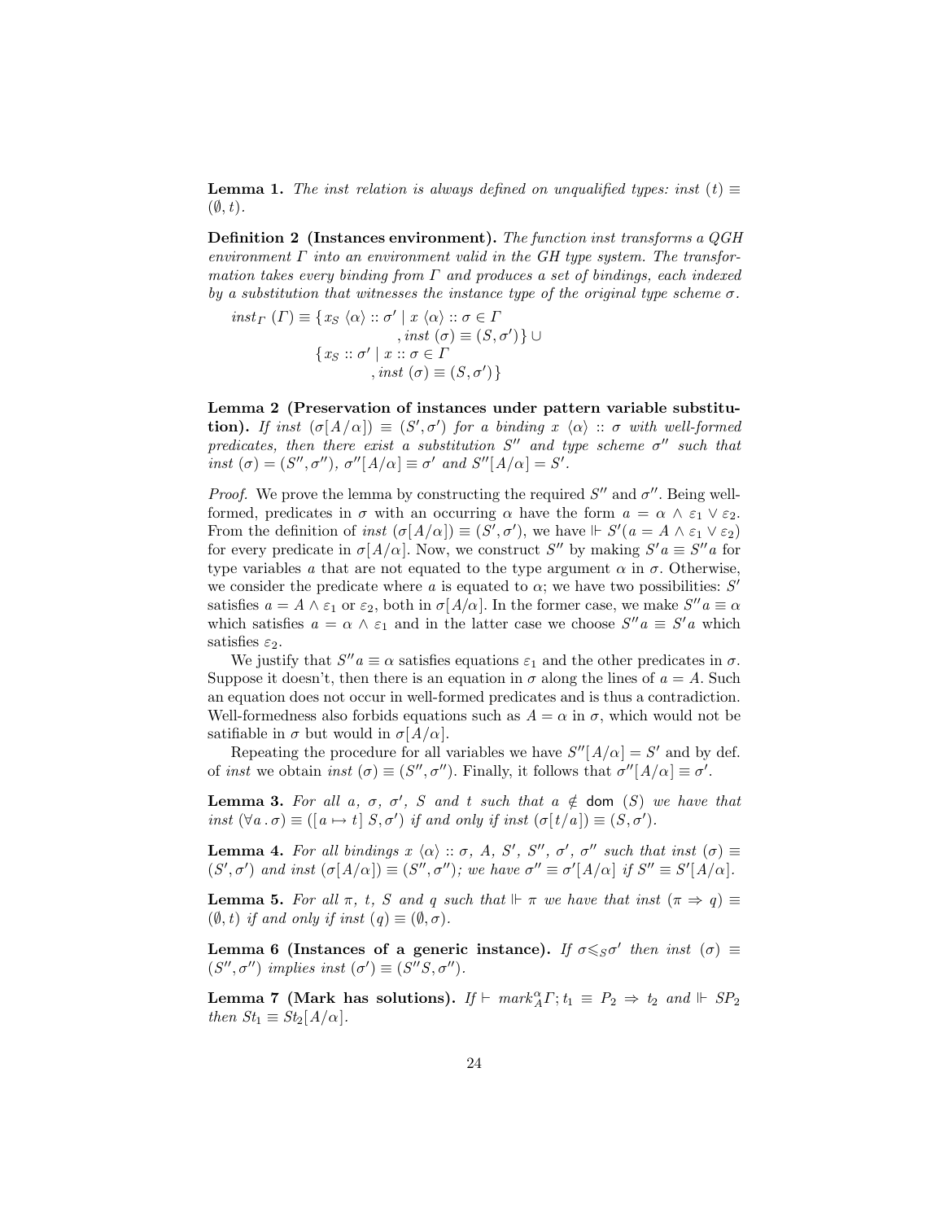**Lemma 1.** *The inst relation is always defined on unqualified types: inst $(t) \equiv (\emptyset, t)$.*

**Definition 2 (Instances environment).** *The function inst transforms a QGH environment $\Gamma$ into an environment valid in the GH type system. The transformation takes every binding from $\Gamma$ and produces a set of bindings, each indexed by a substitution that witnesses the instance type of the original type scheme $\sigma$.*

$$
\begin{aligned}
inst_\Gamma\ (\Gamma) \equiv \{ & x_S\ \langle\alpha\rangle :: \sigma' \mid x\ \langle\alpha\rangle :: \sigma \in \Gamma \\
& \qquad\qquad\quad , inst\ (\sigma) \equiv (S, \sigma') \} \cup \\
\{ & x_S :: \sigma' \mid x :: \sigma \in \Gamma \\
& \qquad\quad , inst\ (\sigma) \equiv (S, \sigma') \}
\end{aligned}
$$

**Lemma 2 (Preservation of instances under pattern variable substitution).** *If inst $(\sigma[A/\alpha]) \equiv (S', \sigma')$ for a binding $x\ \langle\alpha\rangle :: \sigma$ with well-formed predicates, then there exist a substitution $S''$ and type scheme $\sigma''$ such that inst $(\sigma) = (S'', \sigma'')$, $\sigma''[A/\alpha] \equiv \sigma'$ and $S''[A/\alpha] = S'$.*

*Proof.* We prove the lemma by constructing the required $S''$ and $\sigma''$. Being well-formed, predicates in $\sigma$ with an occurring $\alpha$ have the form $a = \alpha \wedge \varepsilon_1 \vee \varepsilon_2$. From the definition of *inst* $(\sigma[A/\alpha]) \equiv (S', \sigma')$, we have $\Vdash S'(a = A \wedge \varepsilon_1 \vee \varepsilon_2)$ for every predicate in $\sigma[A/\alpha]$. Now, we construct $S''$ by making $S'a \equiv S''a$ for type variables $a$ that are not equated to the type argument $\alpha$ in $\sigma$. Otherwise, we consider the predicate where $a$ is equated to $\alpha$; we have two possibilities: $S'$ satisfies $a = A \wedge \varepsilon_1$ or $\varepsilon_2$, both in $\sigma[A/\alpha]$. In the former case, we make $S''a \equiv \alpha$ which satisfies $a = \alpha \wedge \varepsilon_1$ and in the latter case we choose $S''a \equiv S'a$ which satisfies $\varepsilon_2$.

We justify that $S''a \equiv \alpha$ satisfies equations $\varepsilon_1$ and the other predicates in $\sigma$. Suppose it doesn't, then there is an equation in $\sigma$ along the lines of $a = A$. Such an equation does not occur in well-formed predicates and is thus a contradiction. Well-formedness also forbids equations such as $A = \alpha$ in $\sigma$, which would not be satifiable in $\sigma$ but would in $\sigma[A/\alpha]$.

Repeating the procedure for all variables we have $S''[A/\alpha] = S'$ and by def. of *inst* we obtain *inst* $(\sigma) \equiv (S'', \sigma'')$. Finally, it follows that $\sigma''[A/\alpha] \equiv \sigma'$.

**Lemma 3.** *For all $a$, $\sigma$, $\sigma'$, $S$ and $t$ such that $a \notin$ dom $(S)$ we have that inst $(\forall a \,.\, \sigma) \equiv ([a \mapsto t]\ S, \sigma')$ if and only if inst $(\sigma[t/a]) \equiv (S, \sigma')$.*

**Lemma 4.** *For all bindings $x\ \langle\alpha\rangle :: \sigma$, $A$, $S'$, $S''$, $\sigma'$, $\sigma''$ such that inst $(\sigma) \equiv (S', \sigma')$ and inst $(\sigma[A/\alpha]) \equiv (S'', \sigma'')$; we have $\sigma'' \equiv \sigma'[A/\alpha]$ if $S'' \equiv S'[A/\alpha]$.*

**Lemma 5.** *For all $\pi$, $t$, $S$ and $q$ such that $\Vdash \pi$ we have that inst $(\pi \Rightarrow q) \equiv (\emptyset, t)$ if and only if inst $(q) \equiv (\emptyset, \sigma)$.*

**Lemma 6 (Instances of a generic instance).** *If $\sigma \leqslant_S \sigma'$ then inst $(\sigma) \equiv (S'', \sigma'')$ implies inst $(\sigma') \equiv (S''S, \sigma'')$.*

**Lemma 7 (Mark has solutions).** *If $\vdash mark_A^\alpha \Gamma; t_1 \equiv P_2 \Rightarrow t_2$ and $\Vdash SP_2$ then $St_1 \equiv St_2[A/\alpha]$.*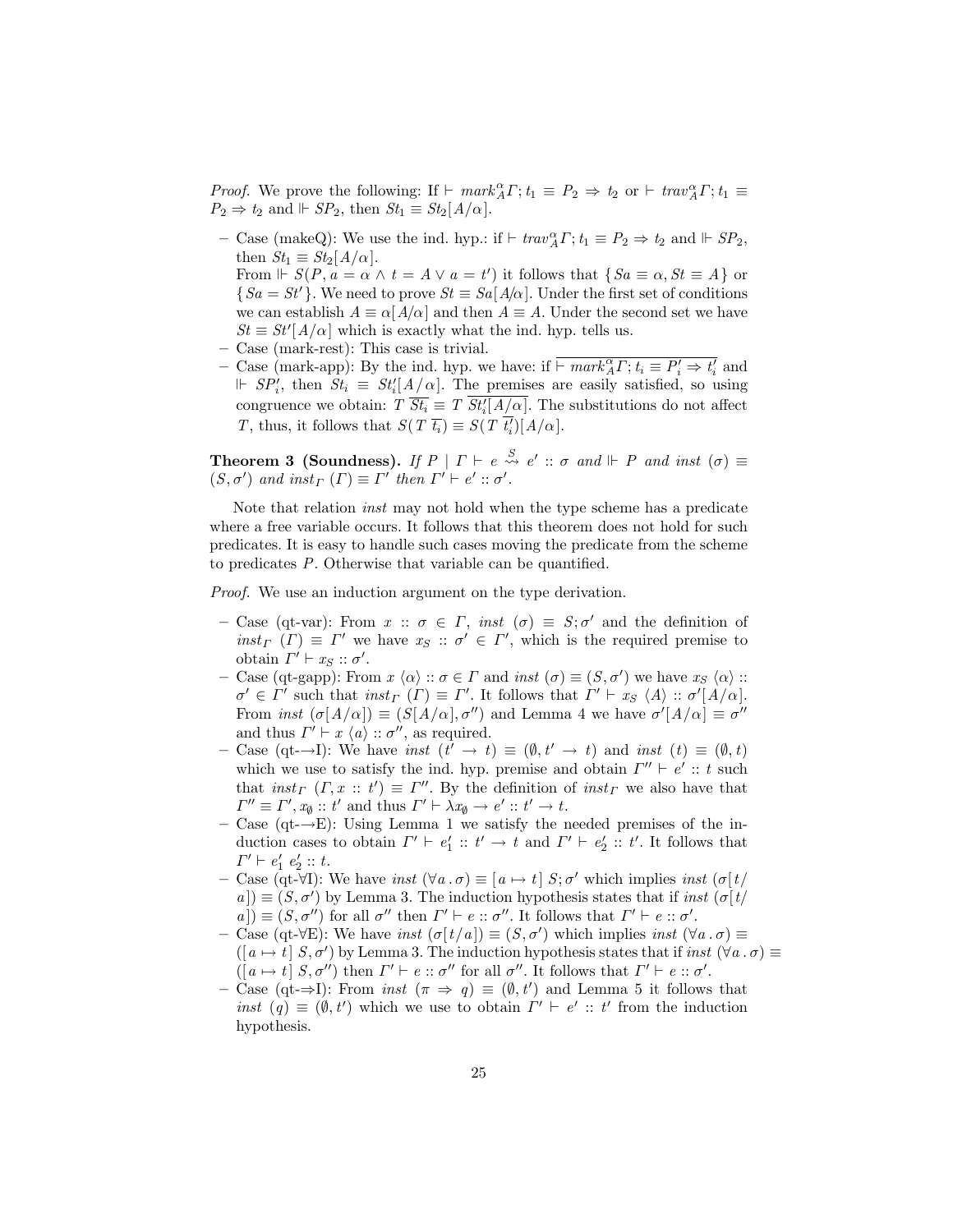*Proof.* We prove the following: If $\vdash\ mark^{\alpha}_{A} \Gamma; t_1 \equiv P_2 \Rightarrow t_2$ or $\vdash\ trav^{\alpha}_{A} \Gamma; t_1 \equiv P_2 \Rightarrow t_2$ and $\Vdash SP_2$, then $St_1 \equiv St_2[A/\alpha]$.

- Case (makeQ): We use the ind. hyp.: if $\vdash\ trav^{\alpha}_{A} \Gamma; t_1 \equiv P_2 \Rightarrow t_2$ and $\Vdash SP_2$, then $St_1 \equiv St_2[A/\alpha]$.
  From $\Vdash S(P, a = \alpha \wedge t = A \vee a = t')$ it follows that $\{Sa \equiv \alpha, St \equiv A\}$ or $\{Sa = St'\}$. We need to prove $St \equiv Sa[A/\alpha]$. Under the first set of conditions we can establish $A \equiv \alpha[A/\alpha]$ and then $A \equiv A$. Under the second set we have $St \equiv St'[A/\alpha]$ which is exactly what the ind. hyp. tells us.
- Case (mark-rest): This case is trivial.
- Case (mark-app): By the ind. hyp. we have: if $\overline{\vdash\ mark^{\alpha}_{A} \Gamma; t_i \equiv P'_i \Rightarrow t'_i}$ and $\Vdash SP'_i$, then $St_i \equiv St'_i[A/\alpha]$. The premises are easily satisfied, so using congruence we obtain: $T\ \overline{St_i} \equiv T\ \overline{St'_i[A/\alpha]}$. The substitutions do not affect $T$, thus, it follows that $S(T\ \overline{t_i}) \equiv S(T\ \overline{t'_i})[A/\alpha]$.

**Theorem 3 (Soundness).** *If* $P \mid \Gamma \vdash e \overset{S}{\leadsto} e' :: \sigma$ *and* $\Vdash P$ *and* $inst\ (\sigma) \equiv (S, \sigma')$ *and* $inst_{\Gamma}\ (\Gamma) \equiv \Gamma'$ *then* $\Gamma' \vdash e' :: \sigma'$.

Note that relation *inst* may not hold when the type scheme has a predicate where a free variable occurs. It follows that this theorem does not hold for such predicates. It is easy to handle such cases moving the predicate from the scheme to predicates $P$. Otherwise that variable can be quantified.

*Proof.* We use an induction argument on the type derivation.

- Case (qt-var): From $x :: \sigma \in \Gamma$, $inst\ (\sigma) \equiv S; \sigma'$ and the definition of $inst_{\Gamma}\ (\Gamma) \equiv \Gamma'$ we have $x_S :: \sigma' \in \Gamma'$, which is the required premise to obtain $\Gamma' \vdash x_S :: \sigma'$.
- Case (qt-gapp): From $x\ \langle \alpha \rangle :: \sigma \in \Gamma$ and $inst\ (\sigma) \equiv (S, \sigma')$ we have $x_S\ \langle \alpha \rangle :: \sigma' \in \Gamma'$ such that $inst_{\Gamma}\ (\Gamma) \equiv \Gamma'$. It follows that $\Gamma' \vdash x_S\ \langle A \rangle :: \sigma'[A/\alpha]$. From $inst\ (\sigma[A/\alpha]) \equiv (S[A/\alpha], \sigma'')$ and Lemma 4 we have $\sigma'[A/\alpha] \equiv \sigma''$ and thus $\Gamma' \vdash x\ \langle a \rangle :: \sigma''$, as required.
- Case (qt-$\rightarrow$I): We have $inst\ (t' \rightarrow t) \equiv (\emptyset, t' \rightarrow t)$ and $inst\ (t) \equiv (\emptyset, t)$ which we use to satisfy the ind. hyp. premise and obtain $\Gamma'' \vdash e' :: t$ such that $inst_{\Gamma}\ (\Gamma, x :: t') \equiv \Gamma''$. By the definition of $inst_{\Gamma}$ we also have that $\Gamma'' \equiv \Gamma', x_{\emptyset} :: t'$ and thus $\Gamma' \vdash \lambda x_{\emptyset} \rightarrow e' :: t' \rightarrow t$.
- Case (qt-$\rightarrow$E): Using Lemma 1 we satisfy the needed premises of the induction cases to obtain $\Gamma' \vdash e'_1 :: t' \rightarrow t$ and $\Gamma' \vdash e'_2 :: t'$. It follows that $\Gamma' \vdash e'_1\ e'_2 :: t$.
- Case (qt-$\forall$I): We have $inst\ (\forall a\,.\,\sigma) \equiv [a \mapsto t]\ S; \sigma'$ which implies $inst\ (\sigma[t/a]) \equiv (S, \sigma')$ by Lemma 3. The induction hypothesis states that if $inst\ (\sigma[t/a]) \equiv (S, \sigma'')$ for all $\sigma''$ then $\Gamma' \vdash e :: \sigma''$. It follows that $\Gamma' \vdash e :: \sigma'$.
- Case (qt-$\forall$E): We have $inst\ (\sigma[t/a]) \equiv (S, \sigma')$ which implies $inst\ (\forall a\,.\,\sigma) \equiv ([a \mapsto t]\ S, \sigma')$ by Lemma 3. The induction hypothesis states that if $inst\ (\forall a\,.\,\sigma) \equiv ([a \mapsto t]\ S, \sigma'')$ then $\Gamma' \vdash e :: \sigma''$ for all $\sigma''$. It follows that $\Gamma' \vdash e :: \sigma'$.
- Case (qt-$\Rightarrow$I): From $inst\ (\pi \Rightarrow q) \equiv (\emptyset, t')$ and Lemma 5 it follows that $inst\ (q) \equiv (\emptyset, t')$ which we use to obtain $\Gamma' \vdash e' :: t'$ from the induction hypothesis.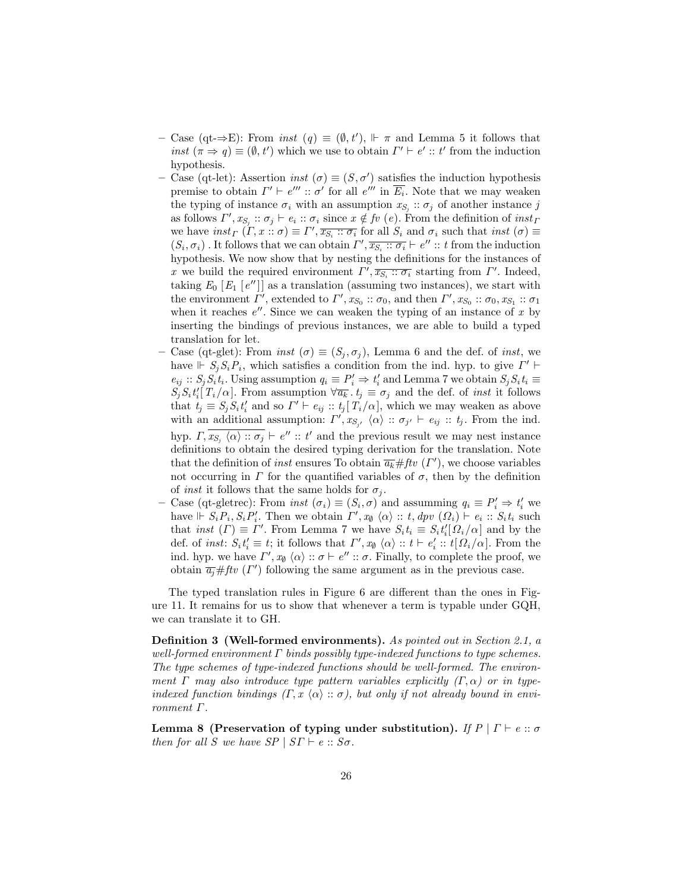– Case (qt-⇒E): From $inst\ (q) \equiv (\emptyset, t')$, $\Vdash \pi$ and Lemma 5 it follows that $inst\ (\pi \Rightarrow q) \equiv (\emptyset, t')$ which we use to obtain $\Gamma' \vdash e' :: t'$ from the induction hypothesis.

– Case (qt-let): Assertion $inst\ (\sigma) \equiv (S, \sigma')$ satisfies the induction hypothesis premise to obtain $\Gamma' \vdash e''' :: \sigma'$ for all $e'''$ in $\overline{E_i}$. Note that we may weaken the typing of instance $\sigma_i$ with an assumption $x_{S_j} :: \sigma_j$ of another instance $j$ as follows $\Gamma', x_{S_j} :: \sigma_j \vdash e_i :: \sigma_i$ since $x \notin fv\ (e)$. From the definition of $inst_\Gamma$ we have $inst_\Gamma\ (\Gamma, x :: \sigma) \equiv \Gamma', \overline{x_{S_i} :: \sigma_i}$ for all $S_i$ and $\sigma_i$ such that $inst\ (\sigma) \equiv (S_i, \sigma_i)$. It follows that we can obtain $\Gamma', \overline{x_{S_i} :: \sigma_i} \vdash e'' :: t$ from the induction hypothesis. We now show that by nesting the definitions for the instances of $x$ we build the required environment $\Gamma', \overline{x_{S_i} :: \sigma_i}$ starting from $\Gamma'$. Indeed, taking $E_0\ [E_1\ [e'']]$ as a translation (assuming two instances), we start with the environment $\Gamma'$, extended to $\Gamma', x_{S_0} :: \sigma_0$, and then $\Gamma', x_{S_0} :: \sigma_0, x_{S_1} :: \sigma_1$ when it reaches $e''$. Since we can weaken the typing of an instance of $x$ by inserting the bindings of previous instances, we are able to build a typed translation for let.

– Case (qt-glet): From $inst\ (\sigma) \equiv (S_j, \sigma_j)$, Lemma 6 and the def. of $inst$, we have $\Vdash S_j S_i P_i$, which satisfies a condition from the ind. hyp. to give $\Gamma' \vdash e_{ij} :: S_j S_i t_i$. Using assumption $q_i \equiv P'_i \Rightarrow t'_i$ and Lemma 7 we obtain $S_j S_i t_i \equiv S_j S_i t'_i[\,T_i/\alpha]$. From assumption $\forall \overline{a_k}\,.\, t_j \equiv \sigma_j$ and the def. of $inst$ it follows that $t_j \equiv S_j S_i t'_i$ and so $\Gamma' \vdash e_{ij} :: t_j[\,T_i/\alpha]$, which we may weaken as above with an additional assumption: $\Gamma', x_{S_{j'}}\ \langle\alpha\rangle :: \sigma_{j'} \vdash e_{ij} :: t_j$. From the ind. hyp. $\Gamma, \overline{x_{S_j}\ \langle\alpha\rangle :: \sigma_j} \vdash e'' :: t'$ and the previous result we may nest instance definitions to obtain the desired typing derivation for the translation. Note that the definition of $inst$ ensures To obtain $\overline{a_k} \# ftv\ (\Gamma')$, we choose variables not occurring in $\Gamma$ for the quantified variables of $\sigma$, then by the definition of $inst$ it follows that the same holds for $\sigma_j$.

– Case (qt-gletrec): From $inst\ (\sigma_i) \equiv (S_i, \sigma)$ and assumming $q_i \equiv P'_i \Rightarrow t'_i$ we have $\Vdash S_i P_i, S_i P'_i$. Then we obtain $\Gamma', x_\emptyset\ \langle\alpha\rangle :: t, dpv\ (\Omega_i) \vdash e_i :: S_i t_i$ such that $inst\ (\Gamma) \equiv \Gamma'$. From Lemma 7 we have $S_i t_i \equiv S_i t'_i[\Omega_i/\alpha]$ and by the def. of $inst$: $S_i t'_i \equiv t$; it follows that $\Gamma', x_\emptyset\ \langle\alpha\rangle :: t \vdash e'_i :: t[\Omega_i/\alpha]$. From the ind. hyp. we have $\Gamma', x_\emptyset\ \langle\alpha\rangle :: \sigma \vdash e'' :: \sigma$. Finally, to complete the proof, we obtain $\overline{a_j} \# ftv\ (\Gamma')$ following the same argument as in the previous case.

The typed translation rules in Figure 6 are different than the ones in Figure 11. It remains for us to show that whenever a term is typable under GQH, we can translate it to GH.

**Definition 3 (Well-formed environments).** *As pointed out in Section 2.1, a well-formed environment $\Gamma$ binds possibly type-indexed functions to type schemes. The type schemes of type-indexed functions should be well-formed. The environment $\Gamma$ may also introduce type pattern variables explicitly ($\Gamma, \alpha$) or in type-indexed function bindings ($\Gamma, x\ \langle\alpha\rangle :: \sigma$), but only if not already bound in environment $\Gamma$.*

**Lemma 8 (Preservation of typing under substitution).** *If $P \mid \Gamma \vdash e :: \sigma$ then for all $S$ we have $SP \mid S\Gamma \vdash e :: S\sigma$.*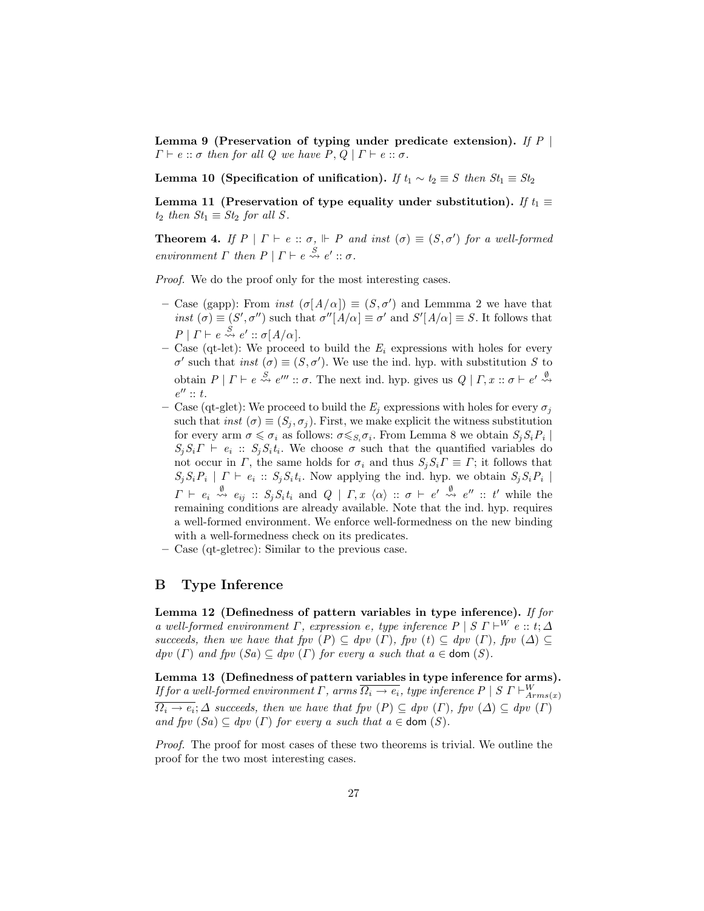**Lemma 9 (Preservation of typing under predicate extension).** *If $P \mid \Gamma \vdash e :: \sigma$ then for all $Q$ we have $P, Q \mid \Gamma \vdash e :: \sigma$.*

**Lemma 10 (Specification of unification).** *If $t_1 \sim t_2 \equiv S$ then $St_1 \equiv St_2$*

**Lemma 11 (Preservation of type equality under substitution).** *If $t_1 \equiv t_2$ then $St_1 \equiv St_2$ for all $S$.*

**Theorem 4.** *If $P \mid \Gamma \vdash e :: \sigma$, $\Vdash P$ and $inst\ (\sigma) \equiv (S, \sigma')$ for a well-formed environment $\Gamma$ then $P \mid \Gamma \vdash e \overset{S}{\leadsto} e' :: \sigma$.*

*Proof.* We do the proof only for the most interesting cases.

- Case (gapp): From $inst\ (\sigma[A/\alpha]) \equiv (S, \sigma')$ and Lemmma 2 we have that $inst\ (\sigma) \equiv (S', \sigma'')$ such that $\sigma''[A/\alpha] \equiv \sigma'$ and $S'[A/\alpha] \equiv S$. It follows that $P \mid \Gamma \vdash e \overset{S}{\leadsto} e' :: \sigma[A/\alpha]$.
- Case (qt-let): We proceed to build the $E_i$ expressions with holes for every $\sigma'$ such that $inst\ (\sigma) \equiv (S, \sigma')$. We use the ind. hyp. with substitution $S$ to obtain $P \mid \Gamma \vdash e \overset{S}{\leadsto} e''' :: \sigma$. The next ind. hyp. gives us $Q \mid \Gamma, x :: \sigma \vdash e' \overset{\emptyset}{\leadsto} e'' :: t$.
- Case (qt-glet): We proceed to build the $E_j$ expressions with holes for every $\sigma_j$ such that $inst\ (\sigma) \equiv (S_j, \sigma_j)$. First, we make explicit the witness substitution for every arm $\sigma \leqslant \sigma_i$ as follows: $\sigma \leqslant_{S_i} \sigma_i$. From Lemma 8 we obtain $S_j S_i P_i \mid S_j S_i \Gamma \vdash e_i :: S_j S_i t_i$. We choose $\sigma$ such that the quantified variables do not occur in $\Gamma$, the same holds for $\sigma_i$ and thus $S_j S_i \Gamma \equiv \Gamma$; it follows that $S_j S_i P_i \mid \Gamma \vdash e_i :: S_j S_i t_i$. Now applying the ind. hyp. we obtain $S_j S_i P_i \mid \Gamma \vdash e_i \overset{\emptyset}{\leadsto} e_{ij} :: S_j S_i t_i$ and $Q \mid \Gamma, x\ \langle \alpha \rangle :: \sigma \vdash e' \overset{\emptyset}{\leadsto} e'' :: t'$ while the remaining conditions are already available. Note that the ind. hyp. requires a well-formed environment. We enforce well-formedness on the new binding with a well-formedness check on its predicates.
- Case (qt-gletrec): Similar to the previous case.

## B Type Inference

**Lemma 12 (Definedness of pattern variables in type inference).** *If for a well-formed environment $\Gamma$, expression $e$, type inference $P \mid S\ \Gamma \vdash^W e :: t; \Delta$ succeeds, then we have that $fpv\ (P) \subseteq dpv\ (\Gamma)$, $fpv\ (t) \subseteq dpv\ (\Gamma)$, $fpv\ (\Delta) \subseteq dpv\ (\Gamma)$ and $fpv\ (Sa) \subseteq dpv\ (\Gamma)$ for every $a$ such that $a \in \mathsf{dom}\ (S)$.*

**Lemma 13 (Definedness of pattern variables in type inference for arms).** *If for a well-formed environment $\Gamma$, arms $\overline{\Omega_i \to e_i}$, type inference $P \mid S\ \Gamma \vdash^W_{Arms(x)} \overline{\Omega_i \to e_i}; \Delta$ succeeds, then we have that $fpv\ (P) \subseteq dpv\ (\Gamma)$, $fpv\ (\Delta) \subseteq dpv\ (\Gamma)$ and $fpv\ (Sa) \subseteq dpv\ (\Gamma)$ for every $a$ such that $a \in \mathsf{dom}\ (S)$.*

*Proof.* The proof for most cases of these two theorems is trivial. We outline the proof for the two most interesting cases.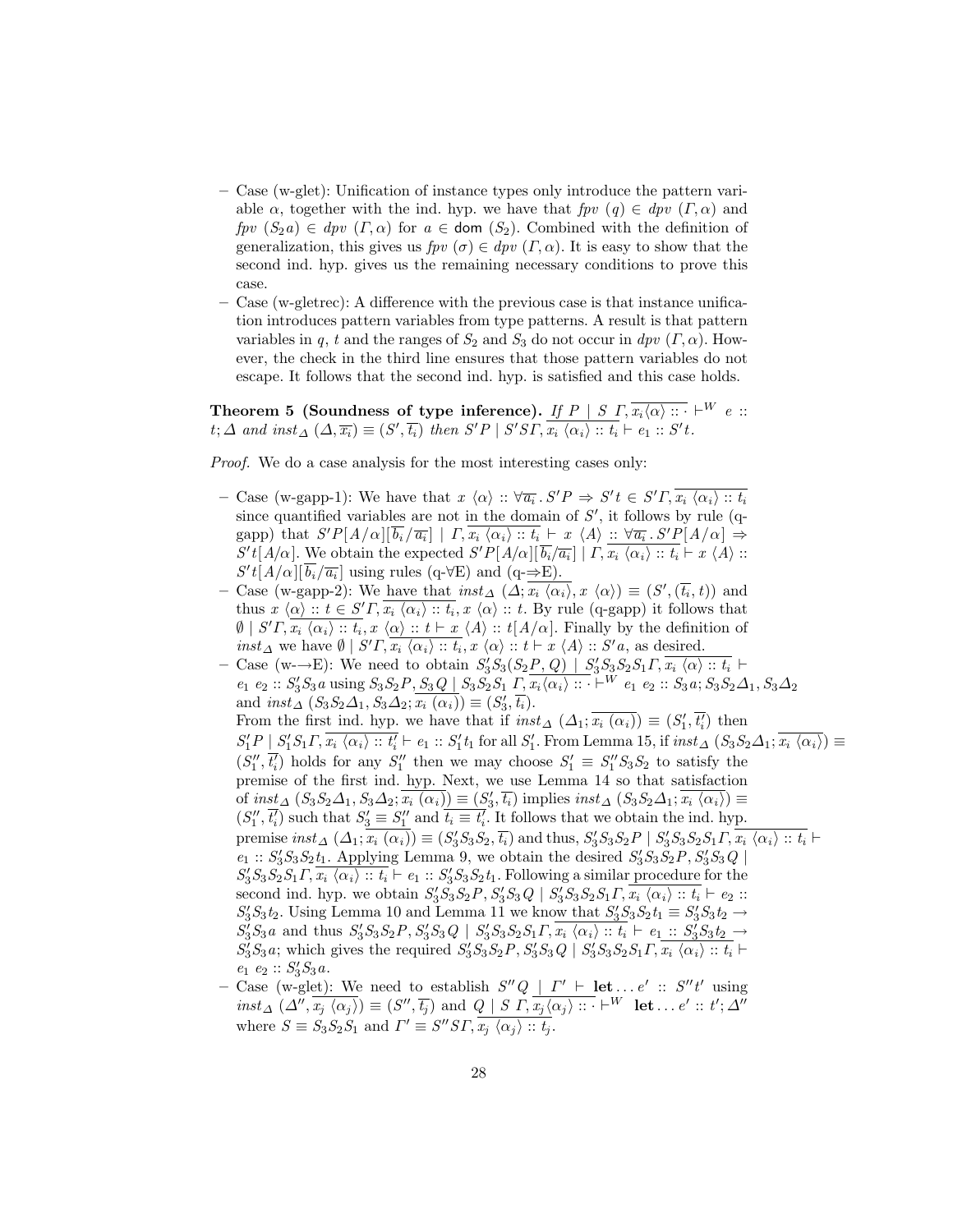– Case (w-glet): Unification of instance types only introduce the pattern variable $\alpha$, together with the ind. hyp. we have that $fpv\ (q) \in dpv\ (\Gamma, \alpha)$ and $fpv\ (S_2 a) \in dpv\ (\Gamma, \alpha)$ for $a \in \mathsf{dom}\ (S_2)$. Combined with the definition of generalization, this gives us $fpv\ (\sigma) \in dpv\ (\Gamma, \alpha)$. It is easy to show that the second ind. hyp. gives us the remaining necessary conditions to prove this case.

– Case (w-gletrec): A difference with the previous case is that instance unification introduces pattern variables from type patterns. A result is that pattern variables in $q$, $t$ and the ranges of $S_2$ and $S_3$ do not occur in $dpv\ (\Gamma, \alpha)$. However, the check in the third line ensures that those pattern variables do not escape. It follows that the second ind. hyp. is satisfied and this case holds.

**Theorem 5 (Soundness of type inference).** *If $P \mid S\ \Gamma, \overline{x_i \langle \alpha \rangle :: \cdot} \vdash^W e :: t; \Delta$ and $inst_\Delta\ (\Delta, \overline{x_i}) \equiv (S', \overline{t_i})$ then $S'P \mid S'S\Gamma, \overline{x_i\ \langle \alpha_i \rangle :: t_i} \vdash e_1 :: S't$.*

*Proof.* We do a case analysis for the most interesting cases only:

– Case (w-gapp-1): We have that $x\ \langle \alpha \rangle :: \forall \overline{a_i}\,.\, S'P \Rightarrow S't \in S'\Gamma, \overline{x_i\ \langle \alpha_i \rangle :: t_i}$ since quantified variables are not in the domain of $S'$, it follows by rule (q-gapp) that $S'P[A/\alpha][\overline{b_i}/\overline{a_i}] \mid \Gamma, \overline{x_i\ \langle \alpha_i \rangle :: t_i} \vdash x\ \langle A \rangle :: \forall \overline{a_i}\,.\, S'P[A/\alpha] \Rightarrow S't[A/\alpha]$. We obtain the expected $S'P[A/\alpha][\overline{b_i}/\overline{a_i}] \mid \Gamma, \overline{x_i\ \langle \alpha_i \rangle :: t_i} \vdash x\ \langle A \rangle :: S't[A/\alpha][\overline{b_i}/\overline{a_i}]$ using rules (q-$\forall$E) and (q-$\Rightarrow$E).

– Case (w-gapp-2): We have that $inst_\Delta\ (\Delta; \overline{x_i\ \langle \alpha_i \rangle}, x\ \langle \alpha \rangle) \equiv (S', (\overline{t_i}, t))$ and thus $x\ \langle \alpha \rangle :: t \in S'\Gamma, \overline{x_i\ \langle \alpha_i \rangle :: t_i}, x\ \langle \alpha \rangle :: t$. By rule (q-gapp) it follows that $\emptyset \mid S'\Gamma, \overline{x_i\ \langle \alpha_i \rangle :: t_i}, x\ \langle \alpha \rangle :: t \vdash x\ \langle A \rangle :: t[A/\alpha]$. Finally by the definition of $inst_\Delta$ we have $\emptyset \mid S'\Gamma, \overline{x_i\ \langle \alpha_i \rangle :: t_i}, x\ \langle \alpha \rangle :: t \vdash x\ \langle A \rangle :: S'a$, as desired.

– Case (w-$\to$E): We need to obtain $S_3'S_3(S_2P, Q) \mid S_3'S_3S_2S_1\Gamma, \overline{x_i\ \langle \alpha \rangle :: t_i} \vdash e_1\ e_2 :: S_3'S_3a$ using $S_3S_2P, S_3Q \mid S_3S_2S_1\ \Gamma, \overline{x_i \langle \alpha_i \rangle :: \cdot} \vdash^W e_1\ e_2 :: S_3a; S_3S_2\Delta_1, S_3\Delta_2$ and $inst_\Delta\ (S_3S_2\Delta_1, S_3\Delta_2; \overline{x_i\ (\alpha_i)}) \equiv (S_3', \overline{t_i})$.
From the first ind. hyp. we have that if $inst_\Delta\ (\Delta_1; \overline{x_i\ (\alpha_i)}) \equiv (S_1', \overline{t_i'})$ then $S_1'P \mid S_1'S_1\Gamma, \overline{x_i\ \langle \alpha_i \rangle :: t_i'} \vdash e_1 :: S_1't_1$ for all $S_1'$. From Lemma 15, if $inst_\Delta\ (S_3S_2\Delta_1; \overline{x_i\ \langle \alpha_i \rangle}) \equiv (S_1'', \overline{t_i'})$ holds for any $S_1''$ then we may choose $S_1' \equiv S_1''S_3S_2$ to satisfy the premise of the first ind. hyp. Next, we use Lemma 14 so that satisfaction of $inst_\Delta\ (S_3S_2\Delta_1, S_3\Delta_2; \overline{x_i\ (\alpha_i)}) \equiv (S_3', \overline{t_i})$ implies $inst_\Delta\ (S_3S_2\Delta_1; \overline{x_i\ \langle \alpha_i \rangle}) \equiv (S_1'', \overline{t_i'})$ such that $S_3' \equiv S_1''$ and $\overline{t_i \equiv t_i'}$. It follows that we obtain the ind. hyp. premise $inst_\Delta\ (\Delta_1; \overline{x_i\ (\alpha_i)}) \equiv (S_3'S_3S_2, \overline{t_i})$ and thus, $S_3'S_3S_2P \mid S_3'S_3S_2S_1\Gamma, \overline{x_i\ \langle \alpha_i \rangle :: t_i} \vdash e_1 :: S_3'S_3S_2t_1$. Applying Lemma 9, we obtain the desired $S_3'S_3S_2P, S_3'S_3Q \mid S_3'S_3S_2S_1\Gamma, \overline{x_i\ \langle \alpha_i \rangle :: t_i} \vdash e_1 :: S_3'S_3S_2t_1$. Following a similar procedure for the second ind. hyp. we obtain $S_3'S_3S_2P, S_3'S_3Q \mid S_3'S_3S_2S_1\Gamma, \overline{x_i\ \langle \alpha_i \rangle :: t_i} \vdash e_2 :: S_3'S_3t_2$. Using Lemma 10 and Lemma 11 we know that $S_3'S_3S_2t_1 \equiv S_3'S_3t_2 \to S_3'S_3a$ and thus $S_3'S_3S_2P, S_3'S_3Q \mid S_3'S_3S_2S_1\Gamma, \overline{x_i\ \langle \alpha_i \rangle :: t_i} \vdash e_1 :: S_3'S_3t_2 \to S_3'S_3a$; which gives the required $S_3'S_3S_2P, S_3'S_3Q \mid S_3'S_3S_2S_1\Gamma, \overline{x_i\ \langle \alpha_i \rangle :: t_i} \vdash e_1\ e_2 :: S_3'S_3a$.

– Case (w-glet): We need to establish $S''Q \mid \Gamma' \vdash \mathbf{let} \ldots e' :: S''t'$ using $inst_\Delta\ (\Delta'', \overline{x_j\ \langle \alpha_j \rangle}) \equiv (S'', \overline{t_j})$ and $Q \mid S\ \Gamma, \overline{x_j \langle \alpha_j \rangle :: \cdot} \vdash^W \mathbf{let} \ldots e' :: t'; \Delta''$ where $S \equiv S_3S_2S_1$ and $\Gamma' \equiv S''S\Gamma, \overline{x_j\ \langle \alpha_j \rangle :: t_j}$.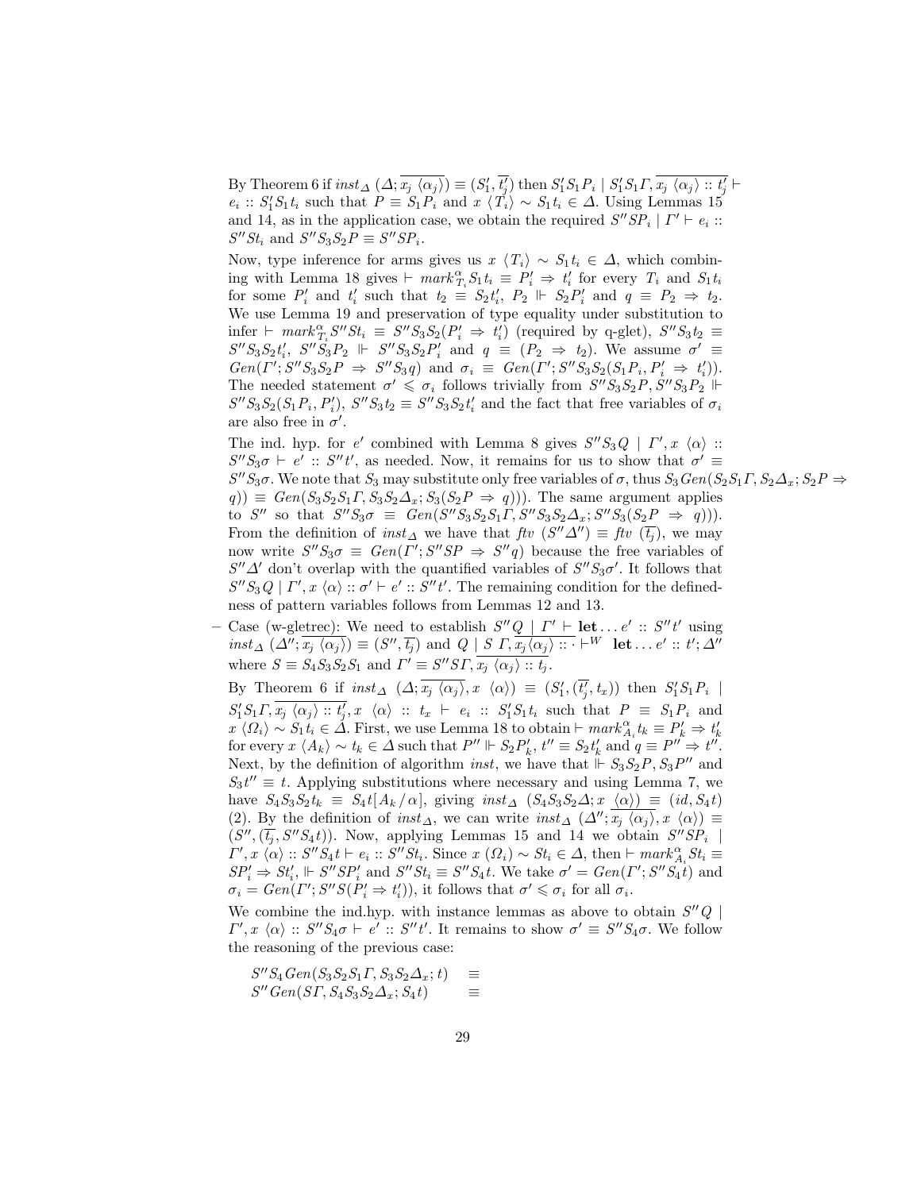By Theorem 6 if $inst_\Delta\ (\Delta; \overline{x_j\ \langle\alpha_j\rangle}) \equiv (S'_1, \overline{t'_j})$ then $S'_1 S_1 P_i \mid S'_1 S_1 \Gamma, \overline{x_j\ \langle\alpha_j\rangle :: t'_j} \vdash e_i :: S'_1 S_1 t_i$ such that $P \equiv S_1 P_i$ and $x\ \langle T_i\rangle \sim S_1 t_i \in \Delta$. Using Lemmas 15 and 14, as in the application case, we obtain the required $S''SP_i \mid \Gamma' \vdash e_i :: S''St_i$ and $S''S_3S_2P \equiv S''SP_i$.

Now, type inference for arms gives us $x\ \langle T_i\rangle \sim S_1 t_i \in \Delta$, which combining with Lemma 18 gives $\vdash\ mark^\alpha_{T_i} S_1 t_i \equiv P'_i \Rightarrow t'_i$ for every $T_i$ and $S_1 t_i$ for some $P'_i$ and $t'_i$ such that $t_2 \equiv S_2 t'_i$, $P_2 \Vdash S_2 P'_i$ and $q \equiv P_2 \Rightarrow t_2$. We use Lemma 19 and preservation of type equality under substitution to infer $\vdash\ mark^\alpha_{T_i} S''St_i \equiv S''S_3S_2(P'_i \Rightarrow t'_i)$ (required by q-glet), $S''S_3t_2 \equiv S''S_3S_2t'_i$, $S''S_3P_2 \Vdash S''S_3S_2P'_i$ and $q \equiv (P_2 \Rightarrow t_2)$. We assume $\sigma' \equiv Gen(\Gamma'; S''S_3S_2P \Rightarrow S''S_3q)$ and $\sigma_i \equiv Gen(\Gamma'; S''S_3S_2(S_1P_i, P'_i \Rightarrow t'_i))$. The needed statement $\sigma' \leqslant \sigma_i$ follows trivially from $S''S_3S_2P, S''S_3P_2 \Vdash S''S_3S_2(S_1P_i, P'_i)$, $S''S_3t_2 \equiv S''S_3S_2t'_i$ and the fact that free variables of $\sigma_i$ are also free in $\sigma'$.

The ind. hyp. for $e'$ combined with Lemma 8 gives $S''S_3Q \mid \Gamma', x\ \langle\alpha\rangle :: S''S_3\sigma \vdash e' :: S''t'$, as needed. Now, it remains for us to show that $\sigma' \equiv S''S_3\sigma$. We note that $S_3$ may substitute only free variables of $\sigma$, thus $S_3\,Gen(S_2S_1\Gamma, S_2\Delta_x; S_2P \Rightarrow q)) \equiv Gen(S_3S_2S_1\Gamma, S_3S_2\Delta_x; S_3(S_2P \Rightarrow q)))$. The same argument applies to $S''$ so that $S''S_3\sigma \equiv Gen(S''S_3S_2S_1\Gamma, S''S_3S_2\Delta_x; S''S_3(S_2P \Rightarrow q)))$. From the definition of $inst_\Delta$ we have that $ftv\ (S''\Delta'') \equiv ftv\ (\overline{t_j})$, we may now write $S''S_3\sigma \equiv Gen(\Gamma'; S''SP \Rightarrow S''q)$ because the free variables of $S''\Delta'$ don't overlap with the quantified variables of $S''S_3\sigma'$. It follows that $S''S_3\,Q \mid \Gamma', x\ \langle\alpha\rangle :: \sigma' \vdash e' :: S''t'$. The remaining condition for the definedness of pattern variables follows from Lemmas 12 and 13.

– Case (w-gletrec): We need to establish $S''Q \mid \Gamma' \vdash \mathbf{let} \ldots e' :: S''t'$ using $inst_\Delta\ (\Delta''; \overline{x_j\ \langle\alpha_j\rangle}) \equiv (S'', \overline{t_j})$ and $Q \mid S\ \Gamma, \overline{x_j\ \langle\alpha_j\rangle :: \cdot} \vdash^W \mathbf{let} \ldots e' :: t'; \Delta''$ where $S \equiv S_4S_3S_2S_1$ and $\Gamma' \equiv S''S\Gamma, \overline{x_j\ \langle\alpha_j\rangle :: t_j}$.

  By Theorem 6 if $inst_\Delta\ (\Delta; \overline{x_j\ \langle\alpha_j\rangle}, x\ \langle\alpha\rangle) \equiv (S'_1, (\overline{t'_j}, t_x))$ then $S'_1S_1P_i \mid S'_1S_1\Gamma, \overline{x_j\ \langle\alpha_j\rangle :: t'_j}, x\ \langle\alpha\rangle :: t_x \vdash e_i :: S'_1S_1t_i$ such that $P \equiv S_1P_i$ and $x\ \langle\Omega_i\rangle \sim S_1t_i \in \Delta$. First, we use Lemma 18 to obtain $\vdash mark^\alpha_{A_i} t_k \equiv P'_k \Rightarrow t'_k$ for every $x\ \langle A_k\rangle \sim t_k \in \Delta$ such that $P'' \Vdash S_2P'_k$, $t'' \equiv S_2t'_k$ and $q \equiv P'' \Rightarrow t''$. Next, by the definition of algorithm $inst$, we have that $\Vdash S_3S_2P, S_3P''$ and $S_3t'' \equiv t$. Applying substitutions where necessary and using Lemma 7, we have $S_4S_3S_2t_k \equiv S_4t[A_k/\alpha]$, giving $inst_\Delta\ (S_4S_3S_2\Delta; x\ \langle\alpha\rangle) \equiv (id, S_4t)$ (2). By the definition of $inst_\Delta$, we can write $inst_\Delta\ (\Delta''; \overline{x_j\ \langle\alpha_j\rangle}, x\ \langle\alpha\rangle) \equiv (S'', (\overline{t_j}, S''S_4t))$. Now, applying Lemmas 15 and 14 we obtain $S''SP_i \mid \Gamma', x\ \langle\alpha\rangle :: S''S_4t \vdash e_i :: S''St_i$. Since $x\ (\Omega_i) \sim St_i \in \Delta$, then $\vdash mark^\alpha_{A_i} St_i \equiv SP'_i \Rightarrow St'_i$, $\Vdash S''SP'_i$ and $S''St_i \equiv S''S_4t$. We take $\sigma' = Gen(\Gamma'; S''S_4t)$ and $\sigma_i = Gen(\Gamma'; S''S(P'_i \Rightarrow t'_i))$, it follows that $\sigma' \leqslant \sigma_i$ for all $\sigma_i$.

  We combine the ind.hyp. with instance lemmas as above to obtain $S''Q \mid \Gamma', x\ \langle\alpha\rangle :: S''S_4\sigma \vdash e' :: S''t'$. It remains to show $\sigma' \equiv S''S_4\sigma$. We follow the reasoning of the previous case:

$$
\begin{aligned}
&S''S_4\,Gen(S_3S_2S_1\Gamma, S_3S_2\Delta_x; t) &&\equiv \\
&S''\,Gen(S\Gamma, S_4S_3S_2\Delta_x; S_4t) &&\equiv
\end{aligned}
$$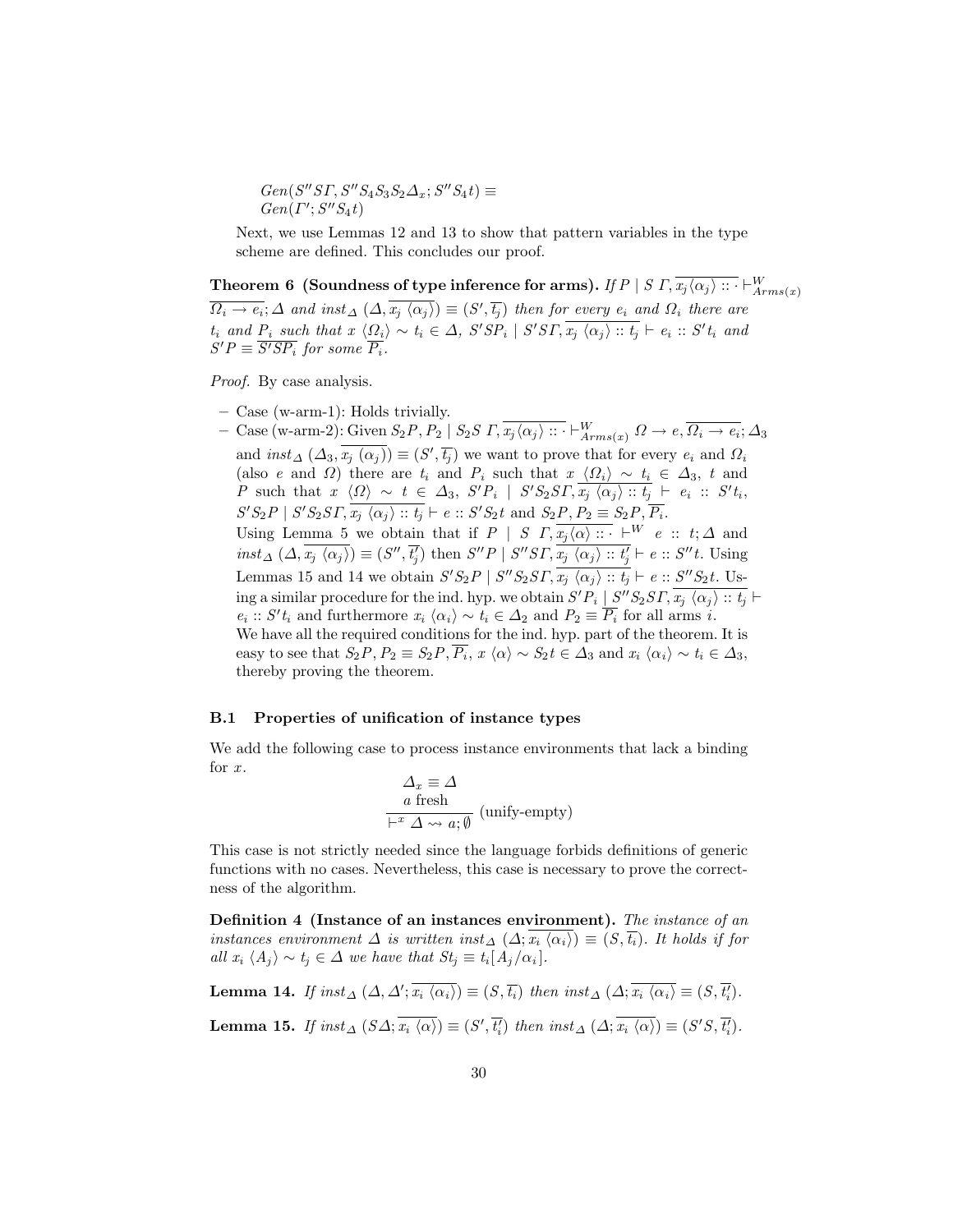$Gen(S''S\Gamma, S''S_4S_3S_2\Delta_x; S''S_4t) \equiv$
$Gen(\Gamma'; S''S_4t)$

Next, we use Lemmas 12 and 13 to show that pattern variables in the type scheme are defined. This concludes our proof.

**Theorem 6 (Soundness of type inference for arms).** *If* $P \mid S\ \Gamma, \overline{x_j \langle \alpha_j \rangle :: \cdot} \vdash^W_{Arms(x)} \overline{\Omega_i \to e_i}; \Delta$ *and* $inst_\Delta\ (\Delta, \overline{x_j\ \langle \alpha_j \rangle}) \equiv (S', \overline{t_j})$ *then for every* $e_i$ *and* $\Omega_i$ *there are* $t_i$ *and* $P_i$ *such that* $x\ \langle \Omega_i \rangle \sim t_i \in \Delta$, $S'SP_i \mid S'S\Gamma, \overline{x_j\ \langle \alpha_j \rangle :: t_j} \vdash e_i :: S't_i$ *and* $S'P \equiv \overline{S'SP_i}$ *for some* $\overline{P_i}$.

*Proof.* By case analysis.

– Case (w-arm-1): Holds trivially.
– Case (w-arm-2): Given $S_2P, P_2 \mid S_2S\ \Gamma, \overline{x_j \langle \alpha_j \rangle :: \cdot} \vdash^W_{Arms(x)} \Omega \to e, \overline{\Omega_i \to e_i}; \Delta_3$ and $inst_\Delta\ (\Delta_3, \overline{x_j\ (\alpha_j)}) \equiv (S', \overline{t_j})$ we want to prove that for every $e_i$ and $\Omega_i$ (also $e$ and $\Omega$) there are $t_i$ and $P_i$ such that $x\ \langle \Omega_i \rangle \sim t_i \in \Delta_3$, $t$ and $P$ such that $x\ \langle \Omega \rangle \sim t \in \Delta_3$, $S'P_i \mid S'S_2S\Gamma, \overline{x_j\ \langle \alpha_j \rangle :: t_j} \vdash e_i :: S't_i$, $S'S_2P \mid S'S_2S\Gamma, \overline{x_j\ \langle \alpha_j \rangle :: t_j} \vdash e :: S'S_2t$ and $S_2P, P_2 \equiv S_2P, \overline{P_i}$.
Using Lemma 5 we obtain that if $P \mid S\ \Gamma, \overline{x_j \langle \alpha \rangle :: \cdot} \vdash^W e :: t; \Delta$ and $inst_\Delta\ (\Delta, \overline{x_j\ \langle \alpha_j \rangle}) \equiv (S'', \overline{t'_j})$ then $S''P \mid S''S\Gamma, \overline{x_j\ \langle \alpha_j \rangle :: t'_j} \vdash e :: S''t$. Using Lemmas 15 and 14 we obtain $S'S_2P \mid S''S_2S\Gamma, \overline{x_j\ \langle \alpha_j \rangle :: t_j} \vdash e :: S''S_2t$. Using a similar procedure for the ind. hyp. we obtain $S'P_i \mid S''S_2S\Gamma, \overline{x_j\ \langle \alpha_j \rangle :: t_j} \vdash e_i :: S't_i$ and furthermore $x_i\ \langle \alpha_i \rangle \sim t_i \in \Delta_2$ and $P_2 \equiv \overline{P_i}$ for all arms $i$.
We have all the required conditions for the ind. hyp. part of the theorem. It is easy to see that $S_2P, P_2 \equiv S_2P, \overline{P_i}$, $x\ \langle \alpha \rangle \sim S_2t \in \Delta_3$ and $x_i\ \langle \alpha_i \rangle \sim t_i \in \Delta_3$, thereby proving the theorem.

### B.1 Properties of unification of instance types

We add the following case to process instance environments that lack a binding for $x$.

$$\frac{\begin{array}{c}\Delta_x \equiv \Delta \\ a \text{ fresh}\end{array}}{\vdash^x \Delta \leadsto a; \emptyset}\ \text{(unify-empty)}$$

This case is not strictly needed since the language forbids definitions of generic functions with no cases. Nevertheless, this case is necessary to prove the correctness of the algorithm.

**Definition 4 (Instance of an instances environment).** *The instance of an instances environment* $\Delta$ *is written* $inst_\Delta\ (\Delta; \overline{x_i\ \langle \alpha_i \rangle}) \equiv (S, \overline{t_i})$. *It holds if for all* $x_i\ \langle A_j \rangle \sim t_j \in \Delta$ *we have that* $St_j \equiv t_i[A_j/\alpha_i]$.

**Lemma 14.** *If* $inst_\Delta\ (\Delta, \Delta'; \overline{x_i\ \langle \alpha_i \rangle}) \equiv (S, \overline{t_i})$ *then* $inst_\Delta\ (\Delta; \overline{x_i\ \langle \alpha_i \rangle} \equiv (S, \overline{t'_i})$.

**Lemma 15.** *If* $inst_\Delta\ (S\Delta; \overline{x_i\ \langle \alpha \rangle}) \equiv (S', \overline{t'_i})$ *then* $inst_\Delta\ (\Delta; \overline{x_i\ \langle \alpha \rangle}) \equiv (S'S, \overline{t'_i})$.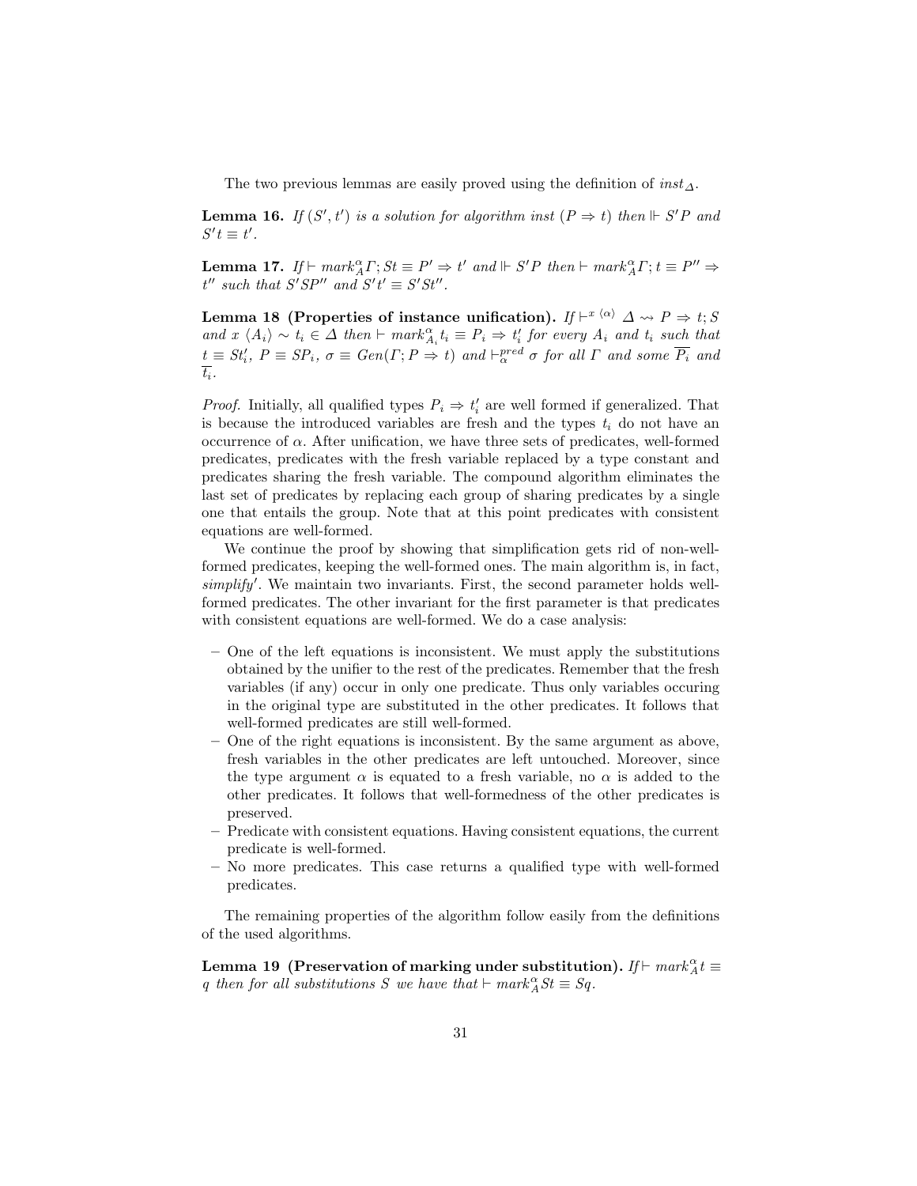The two previous lemmas are easily proved using the definition of $inst_\Delta$.

**Lemma 16.** *If $(S', t')$ is a solution for algorithm inst $(P \Rightarrow t)$ then $\Vdash S'P$ and $S't \equiv t'$.*

**Lemma 17.** *If $\vdash mark^\alpha_A \Gamma; St \equiv P' \Rightarrow t'$ and $\Vdash S'P$ then $\vdash mark^\alpha_A \Gamma; t \equiv P'' \Rightarrow t''$ such that $S'SP''$ and $S't' \equiv S'St''$.*

**Lemma 18 (Properties of instance unification).** *If $\vdash^{x\ \langle\alpha\rangle} \Delta \rightsquigarrow P \Rightarrow t; S$ and $x\ \langle A_i \rangle \sim t_i \in \Delta$ then $\vdash mark^\alpha_{A_i} t_i \equiv P_i \Rightarrow t'_i$ for every $A_i$ and $t_i$ such that $t \equiv St'_i$, $P \equiv SP_i$, $\sigma \equiv Gen(\Gamma; P \Rightarrow t)$ and $\vdash^{pred}_\alpha \sigma$ for all $\Gamma$ and some $\overline{P_i}$ and $\overline{t_i}$.*

*Proof.* Initially, all qualified types $P_i \Rightarrow t'_i$ are well formed if generalized. That is because the introduced variables are fresh and the types $t_i$ do not have an occurrence of $\alpha$. After unification, we have three sets of predicates, well-formed predicates, predicates with the fresh variable replaced by a type constant and predicates sharing the fresh variable. The compound algorithm eliminates the last set of predicates by replacing each group of sharing predicates by a single one that entails the group. Note that at this point predicates with consistent equations are well-formed.

We continue the proof by showing that simplification gets rid of non-well-formed predicates, keeping the well-formed ones. The main algorithm is, in fact, *simplify*$'$. We maintain two invariants. First, the second parameter holds well-formed predicates. The other invariant for the first parameter is that predicates with consistent equations are well-formed. We do a case analysis:

- One of the left equations is inconsistent. We must apply the substitutions obtained by the unifier to the rest of the predicates. Remember that the fresh variables (if any) occur in only one predicate. Thus only variables occuring in the original type are substituted in the other predicates. It follows that well-formed predicates are still well-formed.
- One of the right equations is inconsistent. By the same argument as above, fresh variables in the other predicates are left untouched. Moreover, since the type argument $\alpha$ is equated to a fresh variable, no $\alpha$ is added to the other predicates. It follows that well-formedness of the other predicates is preserved.
- Predicate with consistent equations. Having consistent equations, the current predicate is well-formed.
- No more predicates. This case returns a qualified type with well-formed predicates.

The remaining properties of the algorithm follow easily from the definitions of the used algorithms.

**Lemma 19 (Preservation of marking under substitution).** *If $\vdash mark^\alpha_A t \equiv q$ then for all substitutions $S$ we have that $\vdash mark^\alpha_A St \equiv Sq$.*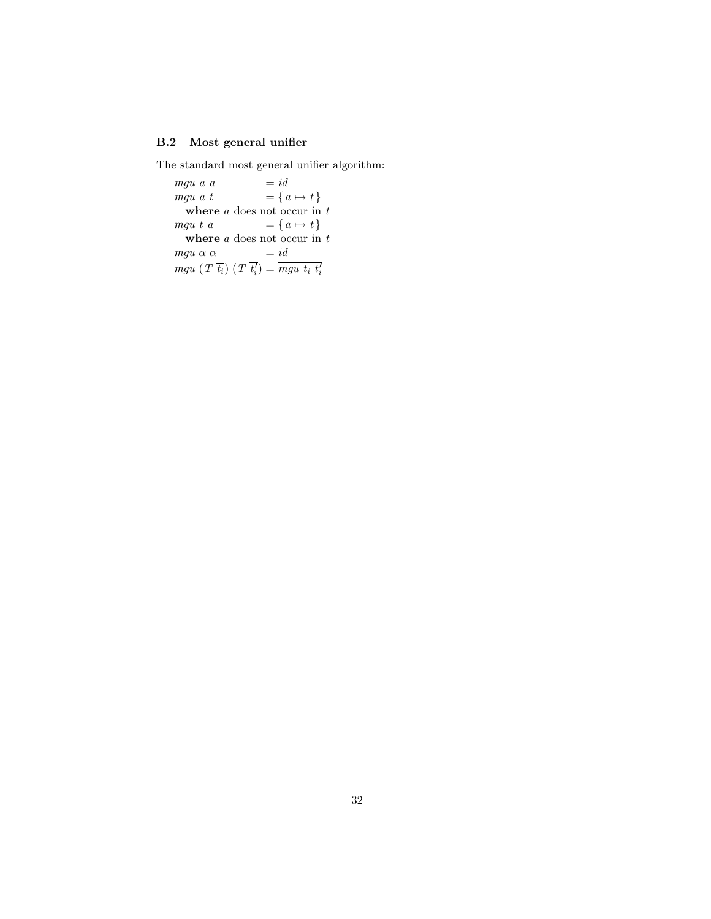### B.2 Most general unifier

The standard most general unifier algorithm:

$$
\begin{array}{ll}
\mathit{mgu}\ a\ a & = \mathit{id} \\
\mathit{mgu}\ a\ t & = \{\, a \mapsto t \,\} \\
\quad \textbf{where}\ a \text{ does not occur in } t & \\
\mathit{mgu}\ t\ a & = \{\, a \mapsto t \,\} \\
\quad \textbf{where}\ a \text{ does not occur in } t & \\
\mathit{mgu}\ \alpha\ \alpha & = \mathit{id} \\
\mathit{mgu}\ (T\ \overline{t_i})\ (T\ \overline{t'_i}) & = \overline{\mathit{mgu}\ t_i\ t'_i}
\end{array}
$$